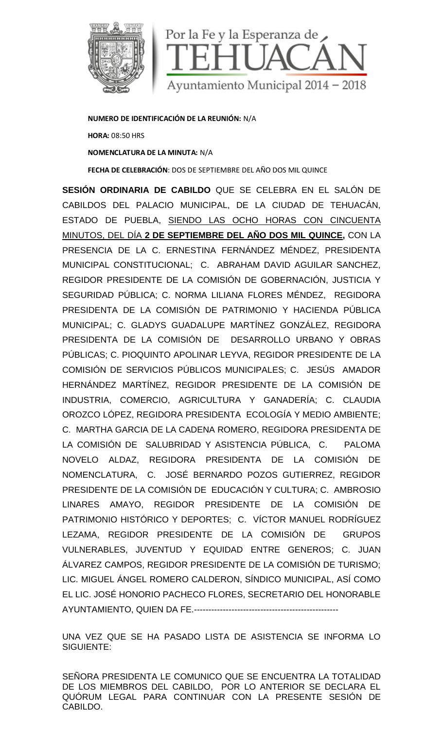Por la Fe y la Esperanza de TEHUACÁN

Ayuntamiento Municipal 2014 – 2018

**NUMERO DE IDENTIFICACIÓN DE LA REUNIÓN:** N/A

**HORA:** 08:50 HRS

**NOMENCLATURA DE LA MINUTA:** N/A

**FECHA DE CELEBRACIÓN**: DOS DE SEPTIEMBRE DEL AÑO DOS MIL QUINCE

**SESIÓN ORDINARIA DE CABILDO** QUE SE CELEBRA EN EL SALÓN DE CABILDOS DEL PALACIO MUNICIPAL, DE LA CIUDAD DE TEHUACÁN, ESTADO DE PUEBLA, SIENDO LAS OCHO HORAS CON CINCUENTA MINUTOS, DEL DÍA **2 DE SEPTIEMBRE DEL AÑO DOS MIL QUINCE,** CON LA PRESENCIA DE LA C. ERNESTINA FERNÁNDEZ MÉNDEZ, PRESIDENTA MUNICIPAL CONSTITUCIONAL; C. ABRAHAM DAVID AGUILAR SANCHEZ, REGIDOR PRESIDENTE DE LA COMISIÓN DE GOBERNACIÓN, JUSTICIA Y SEGURIDAD PÚBLICA; C. NORMA LILIANA FLORES MÉNDEZ, REGIDORA PRESIDENTA DE LA COMISIÓN DE PATRIMONIO Y HACIENDA PÚBLICA MUNICIPAL; C. GLADYS GUADALUPE MARTÍNEZ GONZÁLEZ, REGIDORA PRESIDENTA DE LA COMISIÓN DE DESARROLLO URBANO Y OBRAS PÚBLICAS; C. PIOQUINTO APOLINAR LEYVA, REGIDOR PRESIDENTE DE LA COMISIÓN DE SERVICIOS PÚBLICOS MUNICIPALES; C. JESÚS AMADOR HERNÁNDEZ MARTÍNEZ, REGIDOR PRESIDENTE DE LA COMISIÓN DE INDUSTRIA, COMERCIO, AGRICULTURA Y GANADERÍA; C. CLAUDIA OROZCO LÓPEZ, REGIDORA PRESIDENTA ECOLOGÍA Y MEDIO AMBIENTE; C. MARTHA GARCIA DE LA CADENA ROMERO, REGIDORA PRESIDENTA DE LA COMISIÓN DE SALUBRIDAD Y ASISTENCIA PÚBLICA, C. PALOMA NOVELO ALDAZ, REGIDORA PRESIDENTA DE LA COMISIÓN DE NOMENCLATURA, C. JOSÉ BERNARDO POZOS GUTIERREZ, REGIDOR PRESIDENTE DE LA COMISIÓN DE EDUCACIÓN Y CULTURA; C. AMBROSIO LINARES AMAYO, REGIDOR PRESIDENTE DE LA COMISIÓN DE PATRIMONIO HISTÓRICO Y DEPORTES; C. VÍCTOR MANUEL RODRÍGUEZ LEZAMA, REGIDOR PRESIDENTE DE LA COMISIÓN DE GRUPOS VULNERABLES, JUVENTUD Y EQUIDAD ENTRE GENEROS; C. JUAN ÁLVAREZ CAMPOS, REGIDOR PRESIDENTE DE LA COMISIÓN DE TURISMO; LIC. MIGUEL ÁNGEL ROMERO CALDERON, SÍNDICO MUNICIPAL, ASÍ COMO EL LIC. JOSÉ HONORIO PACHECO FLORES, SECRETARIO DEL HONORABLE AYUNTAMIENTO, QUIEN DA FE.--------------------------------------------------

UNA VEZ QUE SE HA PASADO LISTA DE ASISTENCIA SE INFORMA LO SIGUIENTE:

SEÑORA PRESIDENTA LE COMUNICO QUE SE ENCUENTRA LA TOTALIDAD DE LOS MIEMBROS DEL CABILDO, POR LO ANTERIOR SE DECLARA EL QUÓRUM LEGAL PARA CONTINUAR CON LA PRESENTE SESIÓN DE CABILDO.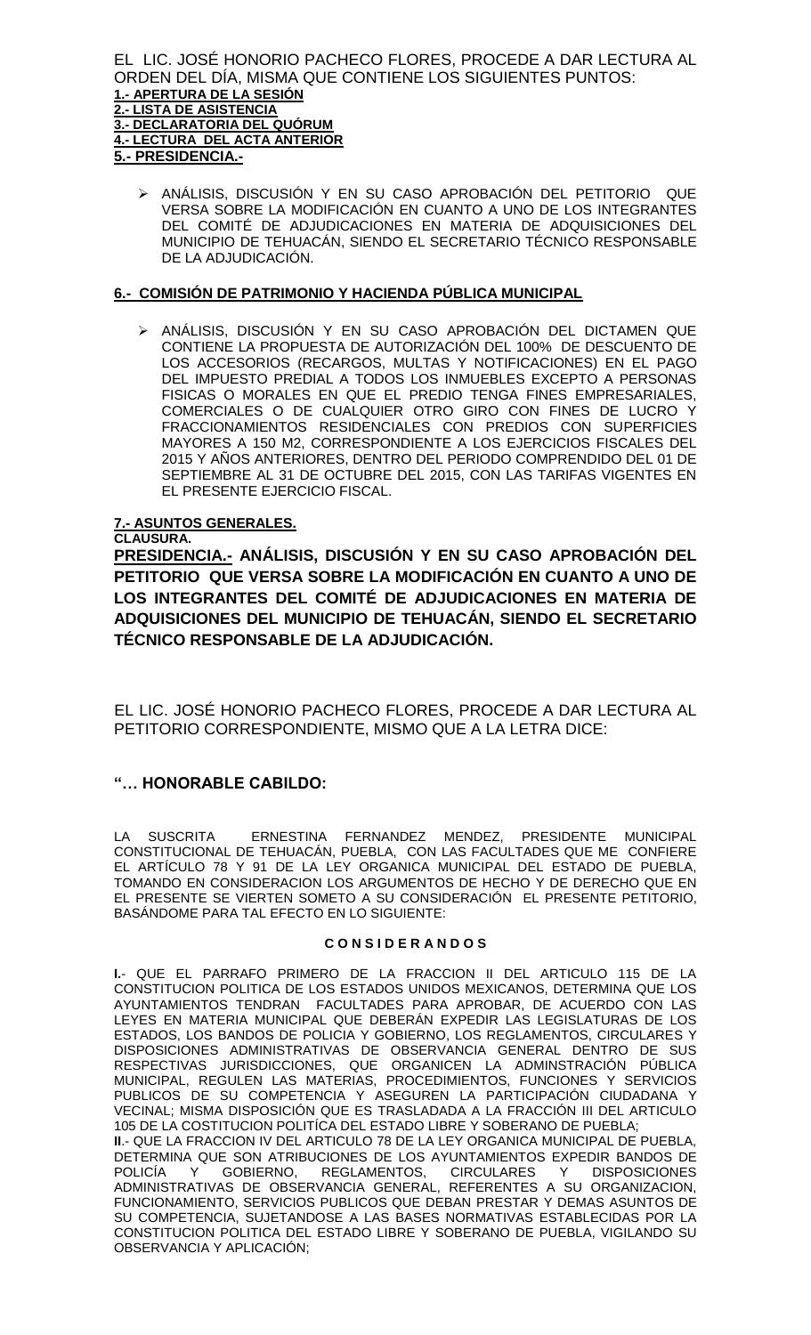EL LIC. JOSÉ HONORIO PACHECO FLORES, PROCEDE A DAR LECTURA AL ORDEN DEL DÍA, MISMA QUE CONTIENE LOS SIGUIENTES PUNTOS:

**1.- APERTURA DE LA SESIÓN**
**2.- LISTA DE ASISTENCIA**
**3.- DECLARATORIA DEL QUÓRUM**
**4.- LECTURA DEL ACTA ANTERIOR**
**5.- PRESIDENCIA.-**

- ANÁLISIS, DISCUSIÓN Y EN SU CASO APROBACIÓN DEL PETITORIO QUE VERSA SOBRE LA MODIFICACIÓN EN CUANTO A UNO DE LOS INTEGRANTES DEL COMITÉ DE ADJUDICACIONES EN MATERIA DE ADQUISICIONES DEL MUNICIPIO DE TEHUACÁN, SIENDO EL SECRETARIO TÉCNICO RESPONSABLE DE LA ADJUDICACIÓN.

**6.- COMISIÓN DE PATRIMONIO Y HACIENDA PÚBLICA MUNICIPAL**

- ANÁLISIS, DISCUSIÓN Y EN SU CASO APROBACIÓN DEL DICTAMEN QUE CONTIENE LA PROPUESTA DE AUTORIZACIÓN DEL 100% DE DESCUENTO DE LOS ACCESORIOS (RECARGOS, MULTAS Y NOTIFICACIONES) EN EL PAGO DEL IMPUESTO PREDIAL A TODOS LOS INMUEBLES EXCEPTO A PERSONAS FISICAS O MORALES EN QUE EL PREDIO TENGA FINES EMPRESARIALES, COMERCIALES O DE CUALQUIER OTRO GIRO CON FINES DE LUCRO Y FRACCIONAMIENTOS RESIDENCIALES CON PREDIOS CON SUPERFICIES MAYORES A 150 M2, CORRESPONDIENTE A LOS EJERCICIOS FISCALES DEL 2015 Y AÑOS ANTERIORES, DENTRO DEL PERIODO COMPRENDIDO DEL 01 DE SEPTIEMBRE AL 31 DE OCTUBRE DEL 2015, CON LAS TARIFAS VIGENTES EN EL PRESENTE EJERCICIO FISCAL.

**7.- ASUNTOS GENERALES.**
**CLAUSURA.**

**PRESIDENCIA.- ANÁLISIS, DISCUSIÓN Y EN SU CASO APROBACIÓN DEL PETITORIO QUE VERSA SOBRE LA MODIFICACIÓN EN CUANTO A UNO DE LOS INTEGRANTES DEL COMITÉ DE ADJUDICACIONES EN MATERIA DE ADQUISICIONES DEL MUNICIPIO DE TEHUACÁN, SIENDO EL SECRETARIO TÉCNICO RESPONSABLE DE LA ADJUDICACIÓN.**

EL LIC. JOSÉ HONORIO PACHECO FLORES, PROCEDE A DAR LECTURA AL PETITORIO CORRESPONDIENTE, MISMO QUE A LA LETRA DICE:

**"… HONORABLE CABILDO:**

LA SUSCRITA ERNESTINA FERNANDEZ MENDEZ, PRESIDENTE MUNICIPAL CONSTITUCIONAL DE TEHUACÁN, PUEBLA, CON LAS FACULTADES QUE ME CONFIERE EL ARTÍCULO 78 Y 91 DE LA LEY ORGANICA MUNICIPAL DEL ESTADO DE PUEBLA, TOMANDO EN CONSIDERACION LOS ARGUMENTOS DE HECHO Y DE DERECHO QUE EN EL PRESENTE SE VIERTEN SOMETO A SU CONSIDERACIÓN EL PRESENTE PETITORIO, BASÁNDOME PARA TAL EFECTO EN LO SIGUIENTE:

**C O N S I D E R A N D O S**

**I**.- QUE EL PARRAFO PRIMERO DE LA FRACCION II DEL ARTICULO 115 DE LA CONSTITUCION POLITICA DE LOS ESTADOS UNIDOS MEXICANOS, DETERMINA QUE LOS AYUNTAMIENTOS TENDRAN FACULTADES PARA APROBAR, DE ACUERDO CON LAS LEYES EN MATERIA MUNICIPAL QUE DEBERÁN EXPEDIR LAS LEGISLATURAS DE LOS ESTADOS, LOS BANDOS DE POLICIA Y GOBIERNO, LOS REGLAMENTOS, CIRCULARES Y DISPOSICIONES ADMINISTRATIVAS DE OBSERVANCIA GENERAL DENTRO DE SUS RESPECTIVAS JURISDICCIONES, QUE ORGANICEN LA ADMINSTRACIÓN PÚBLICA MUNICIPAL, REGULEN LAS MATERIAS, PROCEDIMIENTOS, FUNCIONES Y SERVICIOS PUBLICOS DE SU COMPETENCIA Y ASEGUREN LA PARTICIPACIÓN CIUDADANA Y VECINAL; MISMA DISPOSICIÓN QUE ES TRASLADADA A LA FRACCIÓN III DEL ARTICULO 105 DE LA COSTITUCION POLITÍCA DEL ESTADO LIBRE Y SOBERANO DE PUEBLA;

**II**.- QUE LA FRACCION IV DEL ARTICULO 78 DE LA LEY ORGANICA MUNICIPAL DE PUEBLA, DETERMINA QUE SON ATRIBUCIONES DE LOS AYUNTAMIENTOS EXPEDIR BANDOS DE POLICÍA Y GOBIERNO, REGLAMENTOS, CIRCULARES Y DISPOSICIONES ADMINISTRATIVAS DE OBSERVANCIA GENERAL, REFERENTES A SU ORGANIZACION, FUNCIONAMIENTO, SERVICIOS PUBLICOS QUE DEBAN PRESTAR Y DEMAS ASUNTOS DE SU COMPETENCIA, SUJETANDOSE A LAS BASES NORMATIVAS ESTABLECIDAS POR LA CONSTITUCION POLITICA DEL ESTADO LIBRE Y SOBERANO DE PUEBLA, VIGILANDO SU OBSERVANCIA Y APLICACIÓN;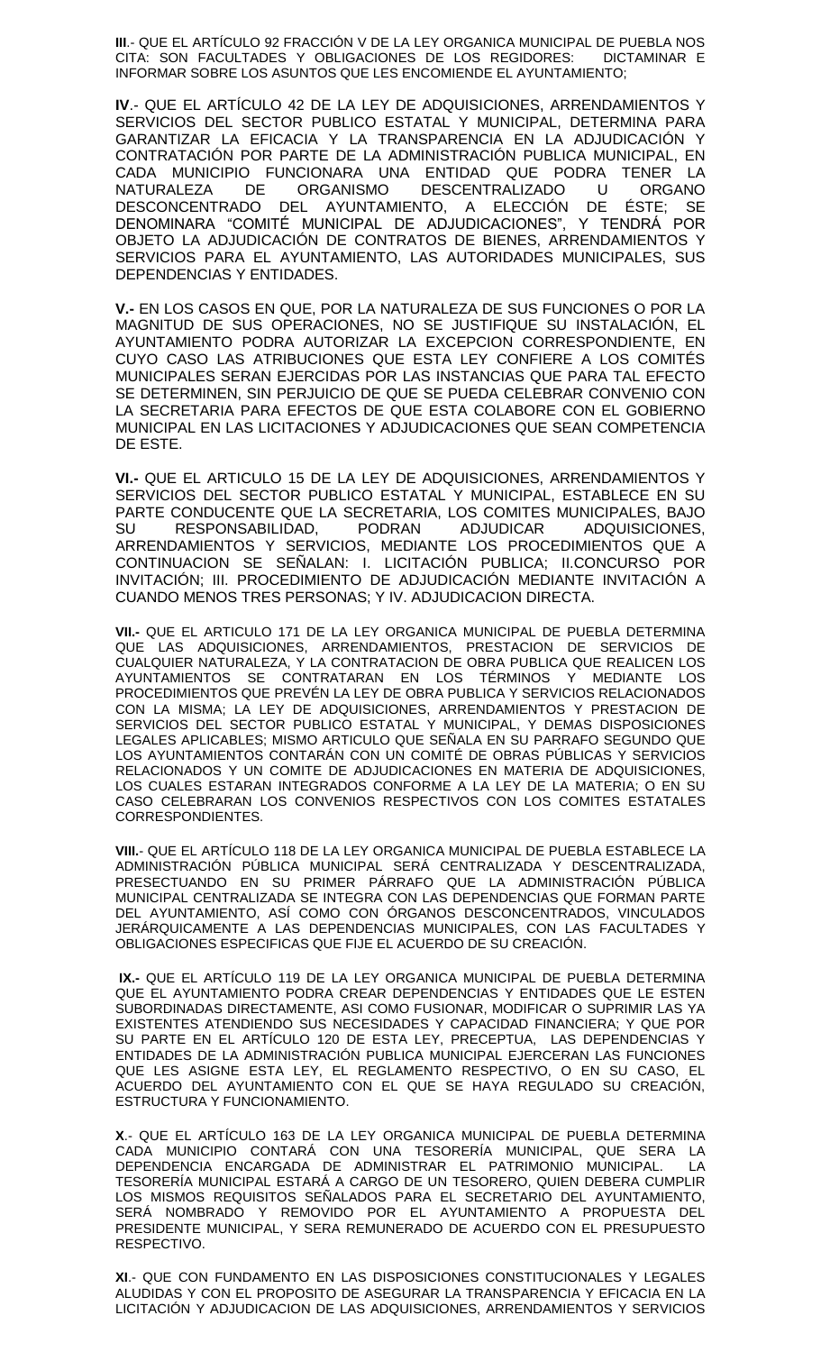**III**.- QUE EL ARTÍCULO 92 FRACCIÓN V DE LA LEY ORGANICA MUNICIPAL DE PUEBLA NOS CITA: SON FACULTADES Y OBLIGACIONES DE LOS REGIDORES: DICTAMINAR E INFORMAR SOBRE LOS ASUNTOS QUE LES ENCOMIENDE EL AYUNTAMIENTO;

**IV**.- QUE EL ARTÍCULO 42 DE LA LEY DE ADQUISICIONES, ARRENDAMIENTOS Y SERVICIOS DEL SECTOR PUBLICO ESTATAL Y MUNICIPAL, DETERMINA PARA GARANTIZAR LA EFICACIA Y LA TRANSPARENCIA EN LA ADJUDICACIÓN Y CONTRATACIÓN POR PARTE DE LA ADMINISTRACIÓN PUBLICA MUNICIPAL, EN CADA MUNICIPIO FUNCIONARA UNA ENTIDAD QUE PODRA TENER LA NATURALEZA DE ORGANISMO DESCENTRALIZADO U ORGANO DESCONCENTRADO DEL AYUNTAMIENTO, A ELECCIÓN DE ÉSTE; SE DENOMINARA "COMITÉ MUNICIPAL DE ADJUDICACIONES", Y TENDRÁ POR OBJETO LA ADJUDICACIÓN DE CONTRATOS DE BIENES, ARRENDAMIENTOS Y SERVICIOS PARA EL AYUNTAMIENTO, LAS AUTORIDADES MUNICIPALES, SUS DEPENDENCIAS Y ENTIDADES.

**V.-** EN LOS CASOS EN QUE, POR LA NATURALEZA DE SUS FUNCIONES O POR LA MAGNITUD DE SUS OPERACIONES, NO SE JUSTIFIQUE SU INSTALACIÓN, EL AYUNTAMIENTO PODRA AUTORIZAR LA EXCEPCION CORRESPONDIENTE, EN CUYO CASO LAS ATRIBUCIONES QUE ESTA LEY CONFIERE A LOS COMITÉS MUNICIPALES SERAN EJERCIDAS POR LAS INSTANCIAS QUE PARA TAL EFECTO SE DETERMINEN, SIN PERJUICIO DE QUE SE PUEDA CELEBRAR CONVENIO CON LA SECRETARIA PARA EFECTOS DE QUE ESTA COLABORE CON EL GOBIERNO MUNICIPAL EN LAS LICITACIONES Y ADJUDICACIONES QUE SEAN COMPETENCIA DE ESTE.

**VI.-** QUE EL ARTICULO 15 DE LA LEY DE ADQUISICIONES, ARRENDAMIENTOS Y SERVICIOS DEL SECTOR PUBLICO ESTATAL Y MUNICIPAL, ESTABLECE EN SU PARTE CONDUCENTE QUE LA SECRETARIA, LOS COMITES MUNICIPALES, BAJO SU RESPONSABILIDAD, PODRAN ADJUDICAR ADQUISICIONES, ARRENDAMIENTOS Y SERVICIOS, MEDIANTE LOS PROCEDIMIENTOS QUE A CONTINUACION SE SEÑALAN: I. LICITACIÓN PUBLICA; II.CONCURSO POR INVITACIÓN; III. PROCEDIMIENTO DE ADJUDICACIÓN MEDIANTE INVITACIÓN A CUANDO MENOS TRES PERSONAS; Y IV. ADJUDICACION DIRECTA.

**VII.-** QUE EL ARTICULO 171 DE LA LEY ORGANICA MUNICIPAL DE PUEBLA DETERMINA QUE LAS ADQUISICIONES, ARRENDAMIENTOS, PRESTACION DE SERVICIOS DE CUALQUIER NATURALEZA, Y LA CONTRATACION DE OBRA PUBLICA QUE REALICEN LOS AYUNTAMIENTOS SE CONTRATARAN EN LOS TÉRMINOS Y MEDIANTE LOS PROCEDIMIENTOS QUE PREVÉN LA LEY DE OBRA PUBLICA Y SERVICIOS RELACIONADOS CON LA MISMA; LA LEY DE ADQUISICIONES, ARRENDAMIENTOS Y PRESTACION DE SERVICIOS DEL SECTOR PUBLICO ESTATAL Y MUNICIPAL, Y DEMAS DISPOSICIONES LEGALES APLICABLES; MISMO ARTICULO QUE SEÑALA EN SU PARRAFO SEGUNDO QUE LOS AYUNTAMIENTOS CONTARÁN CON UN COMITÉ DE OBRAS PÚBLICAS Y SERVICIOS RELACIONADOS Y UN COMITE DE ADJUDICACIONES EN MATERIA DE ADQUISICIONES, LOS CUALES ESTARAN INTEGRADOS CONFORME A LA LEY DE LA MATERIA; O EN SU CASO CELEBRARAN LOS CONVENIOS RESPECTIVOS CON LOS COMITES ESTATALES CORRESPONDIENTES.

**VIII.**- QUE EL ARTÍCULO 118 DE LA LEY ORGANICA MUNICIPAL DE PUEBLA ESTABLECE LA ADMINISTRACIÓN PÚBLICA MUNICIPAL SERÁ CENTRALIZADA Y DESCENTRALIZADA, PRESECTUANDO EN SU PRIMER PÁRRAFO QUE LA ADMINISTRACIÓN PÚBLICA MUNICIPAL CENTRALIZADA SE INTEGRA CON LAS DEPENDENCIAS QUE FORMAN PARTE DEL AYUNTAMIENTO, ASÍ COMO CON ÓRGANOS DESCONCENTRADOS, VINCULADOS JERÁRQUICAMENTE A LAS DEPENDENCIAS MUNICIPALES, CON LAS FACULTADES Y OBLIGACIONES ESPECIFICAS QUE FIJE EL ACUERDO DE SU CREACIÓN.

**IX.-** QUE EL ARTÍCULO 119 DE LA LEY ORGANICA MUNICIPAL DE PUEBLA DETERMINA QUE EL AYUNTAMIENTO PODRA CREAR DEPENDENCIAS Y ENTIDADES QUE LE ESTEN SUBORDINADAS DIRECTAMENTE, ASI COMO FUSIONAR, MODIFICAR O SUPRIMIR LAS YA EXISTENTES ATENDIENDO SUS NECESIDADES Y CAPACIDAD FINANCIERA; Y QUE POR SU PARTE EN EL ARTÍCULO 120 DE ESTA LEY, PRECEPTUA, LAS DEPENDENCIAS Y ENTIDADES DE LA ADMINISTRACIÓN PUBLICA MUNICIPAL EJERCERAN LAS FUNCIONES QUE LES ASIGNE ESTA LEY, EL REGLAMENTO RESPECTIVO, O EN SU CASO, EL ACUERDO DEL AYUNTAMIENTO CON EL QUE SE HAYA REGULADO SU CREACIÓN, ESTRUCTURA Y FUNCIONAMIENTO.

**X**.- QUE EL ARTÍCULO 163 DE LA LEY ORGANICA MUNICIPAL DE PUEBLA DETERMINA CADA MUNICIPIO CONTARÁ CON UNA TESORERÍA MUNICIPAL, QUE SERA LA DEPENDENCIA ENCARGADA DE ADMINISTRAR EL PATRIMONIO MUNICIPAL. LA TESORERÍA MUNICIPAL ESTARÁ A CARGO DE UN TESORERO, QUIEN DEBERA CUMPLIR LOS MISMOS REQUISITOS SEÑALADOS PARA EL SECRETARIO DEL AYUNTAMIENTO, SERÁ NOMBRADO Y REMOVIDO POR EL AYUNTAMIENTO A PROPUESTA DEL PRESIDENTE MUNICIPAL, Y SERA REMUNERADO DE ACUERDO CON EL PRESUPUESTO RESPECTIVO.

**XI**.- QUE CON FUNDAMENTO EN LAS DISPOSICIONES CONSTITUCIONALES Y LEGALES ALUDIDAS Y CON EL PROPOSITO DE ASEGURAR LA TRANSPARENCIA Y EFICACIA EN LA LICITACIÓN Y ADJUDICACION DE LAS ADQUISICIONES, ARRENDAMIENTOS Y SERVICIOS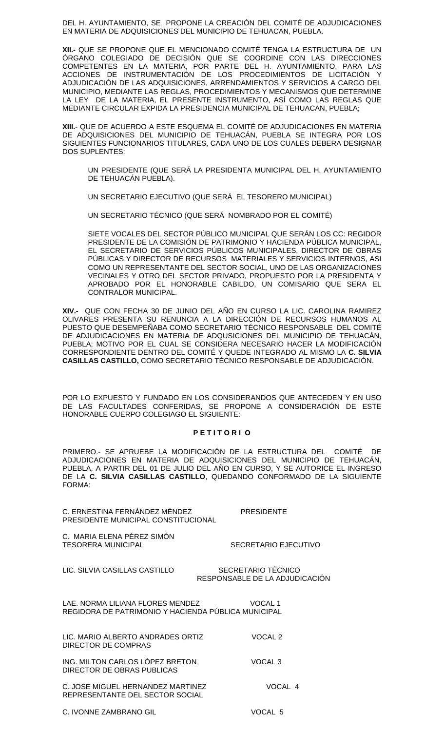DEL H. AYUNTAMIENTO, SE PROPONE LA CREACIÓN DEL COMITÉ DE ADJUDICACIONES EN MATERIA DE ADQUISICIONES DEL MUNICIPIO DE TEHUACAN, PUEBLA.

**XII.-** QUE SE PROPONE QUE EL MENCIONADO COMITÉ TENGA LA ESTRUCTURA DE UN ÓRGANO COLEGIADO DE DECISIÓN QUE SE COORDINE CON LAS DIRECCIONES COMPETENTES EN LA MATERIA, POR PARTE DEL H. AYUNTAMIENTO, PARA LAS ACCIONES DE INSTRUMENTACIÓN DE LOS PROCEDIMIENTOS DE LICITACIÓN Y ADJUDICACIÓN DE LAS ADQUISICIONES, ARRENDAMIENTOS Y SERVICIOS A CARGO DEL MUNICIPIO, MEDIANTE LAS REGLAS, PROCEDIMIENTOS Y MECANISMOS QUE DETERMINE LA LEY DE LA MATERIA, EL PRESENTE INSTRUMENTO, ASÍ COMO LAS REGLAS QUE MEDIANTE CIRCULAR EXPIDA LA PRESIDENCIA MUNICIPAL DE TEHUACAN, PUEBLA;

**XIII.**- QUE DE ACUERDO A ESTE ESQUEMA EL COMITÉ DE ADJUDICACIONES EN MATERIA DE ADQUISICIONES DEL MUNICIPIO DE TEHUACÁN, PUEBLA SE INTEGRA POR LOS SIGUIENTES FUNCIONARIOS TITULARES, CADA UNO DE LOS CUALES DEBERA DESIGNAR DOS SUPLENTES:

UN PRESIDENTE (QUE SERÁ LA PRESIDENTA MUNICIPAL DEL H. AYUNTAMIENTO DE TEHUACÁN PUEBLA).

UN SECRETARIO EJECUTIVO (QUE SERÁ EL TESORERO MUNICIPAL)

UN SECRETARIO TÉCNICO (QUE SERÁ NOMBRADO POR EL COMITÉ)

SIETE VOCALES DEL SECTOR PÚBLICO MUNICIPAL QUE SERÁN LOS CC: REGIDOR PRESIDENTE DE LA COMISIÓN DE PATRIMONIO Y HACIENDA PÚBLICA MUNICIPAL, EL SECRETARIO DE SERVICIOS PÚBLICOS MUNICIPALES, DIRECTOR DE OBRAS PÚBLICAS Y DIRECTOR DE RECURSOS MATERIALES Y SERVICIOS INTERNOS, ASI COMO UN REPRESENTANTE DEL SECTOR SOCIAL, UNO DE LAS ORGANIZACIONES VECINALES Y OTRO DEL SECTOR PRIVADO, PROPUESTO POR LA PRESIDENTA Y APROBADO POR EL HONORABLE CABILDO, UN COMISARIO QUE SERA EL CONTRALOR MUNICIPAL.

**XIV.-** QUE CON FECHA 30 DE JUNIO DEL AÑO EN CURSO LA LIC. CAROLINA RAMIREZ OLIVARES PRESENTA SU RENUNCIA A LA DIRECCIÓN DE RECURSOS HUMANOS AL PUESTO QUE DESEMPEÑABA COMO SECRETARIO TÉCNICO RESPONSABLE DEL COMITÉ DE ADJUDICACIONES EN MATERIA DE ADQUSICIONES DEL MUNICIPIO DE TEHUACÁN, PUEBLA; MOTIVO POR EL CUAL SE CONSIDERA NECESARIO HACER LA MODIFICACIÓN CORRESPONDIENTE DENTRO DEL COMITÉ Y QUEDE INTEGRADO AL MISMO LA **C. SILVIA CASILLAS CASTILLO,** COMO SECRETARIO TÉCNICO RESPONSABLE DE ADJUDICACIÓN.

POR LO EXPUESTO Y FUNDADO EN LOS CONSIDERANDOS QUE ANTECEDEN Y EN USO DE LAS FACULTADES CONFERIDAS, SE PROPONE A CONSIDERACIÓN DE ESTE HONORABLE CUERPO COLEGIAGO EL SIGUIENTE:

**P E T I T O R I O**

PRIMERO.- SE APRUEBE LA MODIFICACIÓN DE LA ESTRUCTURA DEL COMITÉ DE ADJUDICACIONES EN MATERIA DE ADQUISICIONES DEL MUNICIPIO DE TEHUACÁN, PUEBLA, A PARTIR DEL 01 DE JULIO DEL AÑO EN CURSO, Y SE AUTORICE EL INGRESO DE LA **C. SILVIA CASILLAS CASTILLO**, QUEDANDO CONFORMADO DE LA SIGUIENTE FORMA:

C. ERNESTINA FERNÁNDEZ MÉNDEZ — PRESIDENTE
PRESIDENTE MUNICIPAL CONSTITUCIONAL

C. MARIA ELENA PÉREZ SIMÓN
TESORERA MUNICIPAL — SECRETARIO EJECUTIVO

LIC. SILVIA CASILLAS CASTILLO — SECRETARIO TÉCNICO RESPONSABLE DE LA ADJUDICACIÓN

LAE. NORMA LILIANA FLORES MENDEZ — VOCAL 1
REGIDORA DE PATRIMONIO Y HACIENDA PÚBLICA MUNICIPAL

LIC. MARIO ALBERTO ANDRADES ORTIZ — VOCAL 2
DIRECTOR DE COMPRAS

ING. MILTON CARLOS LÓPEZ BRETON — VOCAL 3
DIRECTOR DE OBRAS PUBLICAS

C. JOSE MIGUEL HERNANDEZ MARTINEZ — VOCAL 4
REPRESENTANTE DEL SECTOR SOCIAL

C. IVONNE ZAMBRANO GIL — VOCAL 5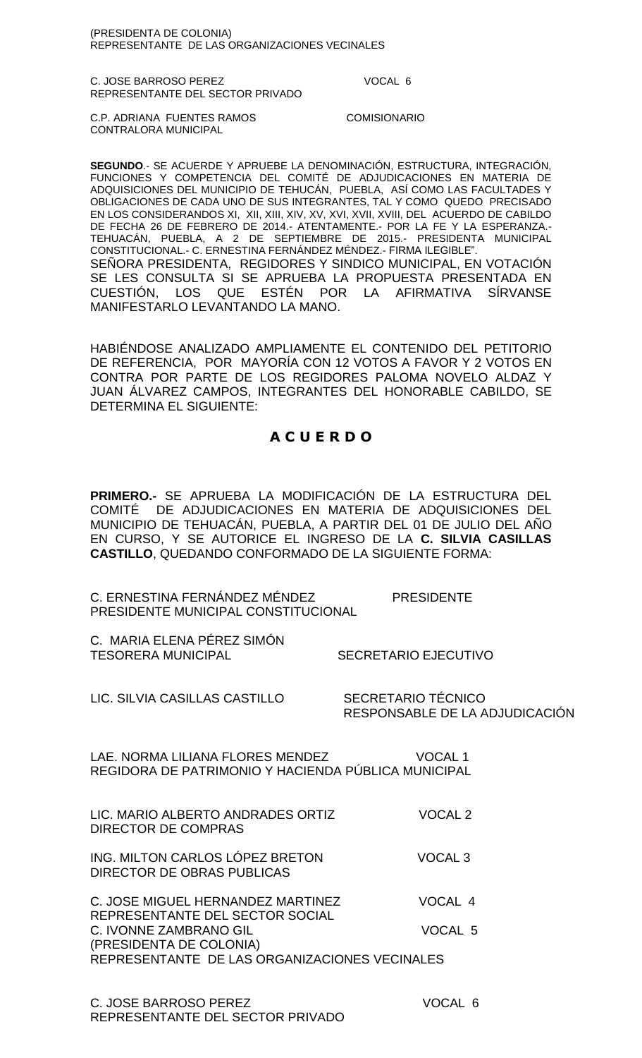(PRESIDENTA DE COLONIA)
REPRESENTANTE DE LAS ORGANIZACIONES VECINALES

C. JOSE BARROSO PEREZ VOCAL 6
REPRESENTANTE DEL SECTOR PRIVADO

C.P. ADRIANA FUENTES RAMOS COMISIONARIO
CONTRALORA MUNICIPAL

**SEGUNDO**.- SE ACUERDE Y APRUEBE LA DENOMINACIÓN, ESTRUCTURA, INTEGRACIÓN, FUNCIONES Y COMPETENCIA DEL COMITÉ DE ADJUDICACIONES EN MATERIA DE ADQUISICIONES DEL MUNICIPIO DE TEHUCÁN, PUEBLA, ASÍ COMO LAS FACULTADES Y OBLIGACIONES DE CADA UNO DE SUS INTEGRANTES, TAL Y COMO QUEDO PRECISADO EN LOS CONSIDERANDOS XI, XII, XIII, XIV, XV, XVI, XVII, XVIII, DEL ACUERDO DE CABILDO DE FECHA 26 DE FEBRERO DE 2014.- ATENTAMENTE.- POR LA FE Y LA ESPERANZA.- TEHUACÁN, PUEBLA, A 2 DE SEPTIEMBRE DE 2015.- PRESIDENTA MUNICIPAL CONSTITUCIONAL.- C. ERNESTINA FERNÁNDEZ MÉNDEZ.- FIRMA ILEGIBLE".

SEÑORA PRESIDENTA, REGIDORES Y SINDICO MUNICIPAL, EN VOTACIÓN SE LES CONSULTA SI SE APRUEBA LA PROPUESTA PRESENTADA EN CUESTIÓN, LOS QUE ESTÉN POR LA AFIRMATIVA SÍRVANSE MANIFESTARLO LEVANTANDO LA MANO.

HABIÉNDOSE ANALIZADO AMPLIAMENTE EL CONTENIDO DEL PETITORIO DE REFERENCIA, POR MAYORÍA CON 12 VOTOS A FAVOR Y 2 VOTOS EN CONTRA POR PARTE DE LOS REGIDORES PALOMA NOVELO ALDAZ Y JUAN ÁLVAREZ CAMPOS, INTEGRANTES DEL HONORABLE CABILDO, SE DETERMINA EL SIGUIENTE:

## A C U E R D O

**PRIMERO.-** SE APRUEBA LA MODIFICACIÓN DE LA ESTRUCTURA DEL COMITÉ DE ADJUDICACIONES EN MATERIA DE ADQUISICIONES DEL MUNICIPIO DE TEHUACÁN, PUEBLA, A PARTIR DEL 01 DE JULIO DEL AÑO EN CURSO, Y SE AUTORICE EL INGRESO DE LA **C. SILVIA CASILLAS CASTILLO**, QUEDANDO CONFORMADO DE LA SIGUIENTE FORMA:

C. ERNESTINA FERNÁNDEZ MÉNDEZ PRESIDENTE
PRESIDENTE MUNICIPAL CONSTITUCIONAL

C. MARIA ELENA PÉREZ SIMÓN
TESORERA MUNICIPAL SECRETARIO EJECUTIVO

LIC. SILVIA CASILLAS CASTILLO SECRETARIO TÉCNICO
RESPONSABLE DE LA ADJUDICACIÓN

LAE. NORMA LILIANA FLORES MENDEZ VOCAL 1
REGIDORA DE PATRIMONIO Y HACIENDA PÚBLICA MUNICIPAL

LIC. MARIO ALBERTO ANDRADES ORTIZ VOCAL 2
DIRECTOR DE COMPRAS

ING. MILTON CARLOS LÓPEZ BRETON VOCAL 3
DIRECTOR DE OBRAS PUBLICAS

C. JOSE MIGUEL HERNANDEZ MARTINEZ VOCAL 4
REPRESENTANTE DEL SECTOR SOCIAL

C. IVONNE ZAMBRANO GIL VOCAL 5
(PRESIDENTA DE COLONIA)
REPRESENTANTE DE LAS ORGANIZACIONES VECINALES

C. JOSE BARROSO PEREZ VOCAL 6
REPRESENTANTE DEL SECTOR PRIVADO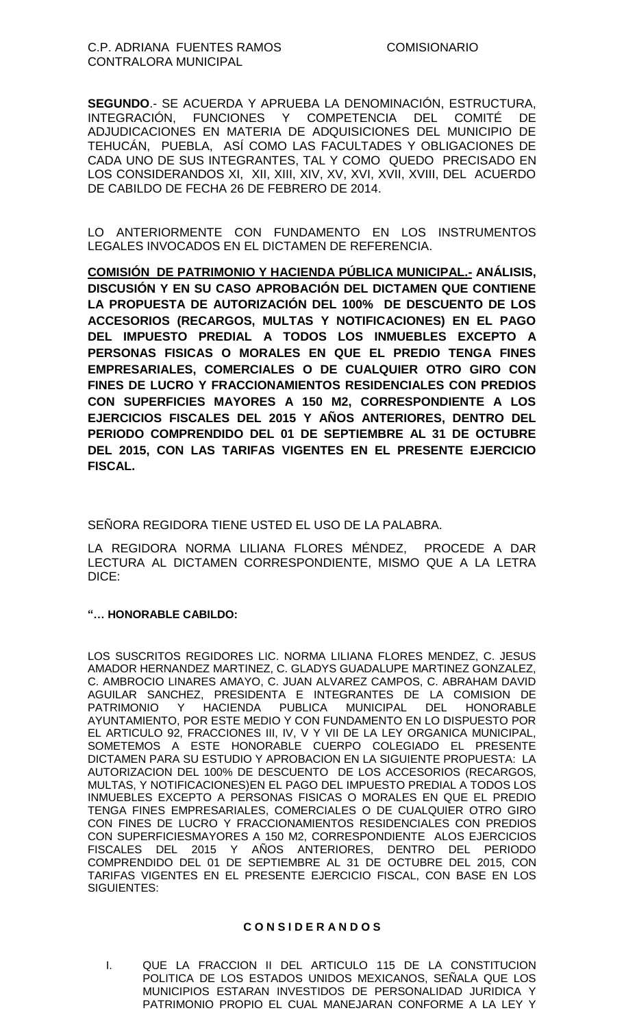C.P. ADRIANA FUENTES RAMOS                    COMISIONARIO
CONTRALORA MUNICIPAL

**SEGUNDO**.- SE ACUERDA Y APRUEBA LA DENOMINACIÓN, ESTRUCTURA, INTEGRACIÓN, FUNCIONES Y COMPETENCIA DEL COMITÉ DE ADJUDICACIONES EN MATERIA DE ADQUISICIONES DEL MUNICIPIO DE TEHUCÁN, PUEBLA, ASÍ COMO LAS FACULTADES Y OBLIGACIONES DE CADA UNO DE SUS INTEGRANTES, TAL Y COMO QUEDO PRECISADO EN LOS CONSIDERANDOS XI, XII, XIII, XIV, XV, XVI, XVII, XVIII, DEL ACUERDO DE CABILDO DE FECHA 26 DE FEBRERO DE 2014.

LO ANTERIORMENTE CON FUNDAMENTO EN LOS INSTRUMENTOS LEGALES INVOCADOS EN EL DICTAMEN DE REFERENCIA.

**COMISIÓN DE PATRIMONIO Y HACIENDA PÚBLICA MUNICIPAL.- ANÁLISIS, DISCUSIÓN Y EN SU CASO APROBACIÓN DEL DICTAMEN QUE CONTIENE LA PROPUESTA DE AUTORIZACIÓN DEL 100% DE DESCUENTO DE LOS ACCESORIOS (RECARGOS, MULTAS Y NOTIFICACIONES) EN EL PAGO DEL IMPUESTO PREDIAL A TODOS LOS INMUEBLES EXCEPTO A PERSONAS FISICAS O MORALES EN QUE EL PREDIO TENGA FINES EMPRESARIALES, COMERCIALES O DE CUALQUIER OTRO GIRO CON FINES DE LUCRO Y FRACCIONAMIENTOS RESIDENCIALES CON PREDIOS CON SUPERFICIES MAYORES A 150 M2, CORRESPONDIENTE A LOS EJERCICIOS FISCALES DEL 2015 Y AÑOS ANTERIORES, DENTRO DEL PERIODO COMPRENDIDO DEL 01 DE SEPTIEMBRE AL 31 DE OCTUBRE DEL 2015, CON LAS TARIFAS VIGENTES EN EL PRESENTE EJERCICIO FISCAL.**

SEÑORA REGIDORA TIENE USTED EL USO DE LA PALABRA.

LA REGIDORA NORMA LILIANA FLORES MÉNDEZ, PROCEDE A DAR LECTURA AL DICTAMEN CORRESPONDIENTE, MISMO QUE A LA LETRA DICE:

**"… HONORABLE CABILDO:**

LOS SUSCRITOS REGIDORES LIC. NORMA LILIANA FLORES MENDEZ, C. JESUS AMADOR HERNANDEZ MARTINEZ, C. GLADYS GUADALUPE MARTINEZ GONZALEZ, C. AMBROCIO LINARES AMAYO, C. JUAN ALVAREZ CAMPOS, C. ABRAHAM DAVID AGUILAR SANCHEZ, PRESIDENTA E INTEGRANTES DE LA COMISION DE PATRIMONIO Y HACIENDA PUBLICA MUNICIPAL DEL HONORABLE AYUNTAMIENTO, POR ESTE MEDIO Y CON FUNDAMENTO EN LO DISPUESTO POR EL ARTICULO 92, FRACCIONES III, IV, V Y VII DE LA LEY ORGANICA MUNICIPAL, SOMETEMOS A ESTE HONORABLE CUERPO COLEGIADO EL PRESENTE DICTAMEN PARA SU ESTUDIO Y APROBACION EN LA SIGUIENTE PROPUESTA: LA AUTORIZACION DEL 100% DE DESCUENTO DE LOS ACCESORIOS (RECARGOS, MULTAS, Y NOTIFICACIONES)EN EL PAGO DEL IMPUESTO PREDIAL A TODOS LOS INMUEBLES EXCEPTO A PERSONAS FISICAS O MORALES EN QUE EL PREDIO TENGA FINES EMPRESARIALES, COMERCIALES O DE CUALQUIER OTRO GIRO CON FINES DE LUCRO Y FRACCIONAMIENTOS RESIDENCIALES CON PREDIOS CON SUPERFICIESMAYORES A 150 M2, CORRESPONDIENTE ALOS EJERCICIOS FISCALES DEL 2015 Y AÑOS ANTERIORES, DENTRO DEL PERIODO COMPRENDIDO DEL 01 DE SEPTIEMBRE AL 31 DE OCTUBRE DEL 2015, CON TARIFAS VIGENTES EN EL PRESENTE EJERCICIO FISCAL, CON BASE EN LOS SIGUIENTES:

**C O N S I D E R A N D O S**

I. QUE LA FRACCION II DEL ARTICULO 115 DE LA CONSTITUCION POLITICA DE LOS ESTADOS UNIDOS MEXICANOS, SEÑALA QUE LOS MUNICIPIOS ESTARAN INVESTIDOS DE PERSONALIDAD JURIDICA Y PATRIMONIO PROPIO EL CUAL MANEJARAN CONFORME A LA LEY Y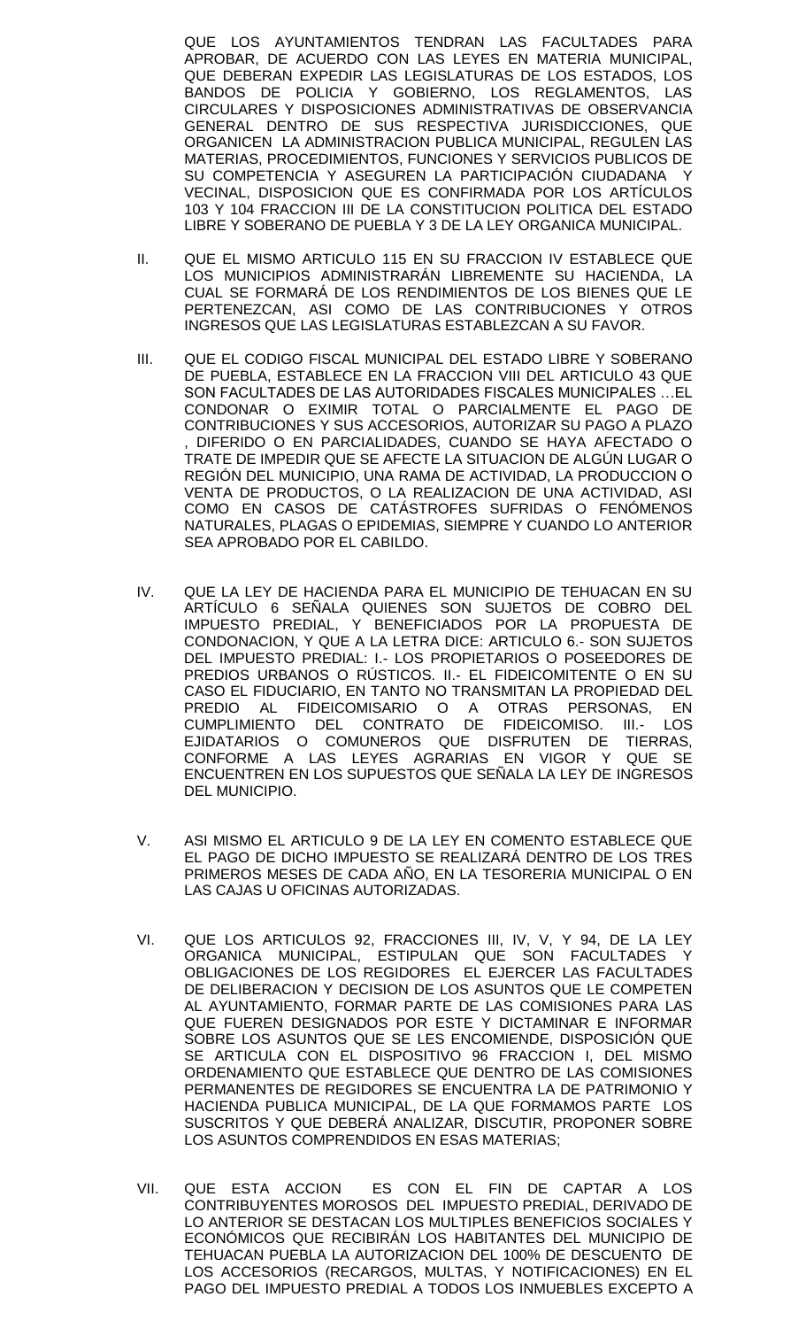QUE LOS AYUNTAMIENTOS TENDRAN LAS FACULTADES PARA APROBAR, DE ACUERDO CON LAS LEYES EN MATERIA MUNICIPAL, QUE DEBERAN EXPEDIR LAS LEGISLATURAS DE LOS ESTADOS, LOS BANDOS DE POLICIA Y GOBIERNO, LOS REGLAMENTOS, LAS CIRCULARES Y DISPOSICIONES ADMINISTRATIVAS DE OBSERVANCIA GENERAL DENTRO DE SUS RESPECTIVA JURISDICCIONES, QUE ORGANICEN LA ADMINISTRACION PUBLICA MUNICIPAL, REGULEN LAS MATERIAS, PROCEDIMIENTOS, FUNCIONES Y SERVICIOS PUBLICOS DE SU COMPETENCIA Y ASEGUREN LA PARTICIPACIÓN CIUDADANA Y VECINAL, DISPOSICION QUE ES CONFIRMADA POR LOS ARTÍCULOS 103 Y 104 FRACCION III DE LA CONSTITUCION POLITICA DEL ESTADO LIBRE Y SOBERANO DE PUEBLA Y 3 DE LA LEY ORGANICA MUNICIPAL.

II. QUE EL MISMO ARTICULO 115 EN SU FRACCION IV ESTABLECE QUE LOS MUNICIPIOS ADMINISTRARÁN LIBREMENTE SU HACIENDA, LA CUAL SE FORMARÁ DE LOS RENDIMIENTOS DE LOS BIENES QUE LE PERTENEZCAN, ASI COMO DE LAS CONTRIBUCIONES Y OTROS INGRESOS QUE LAS LEGISLATURAS ESTABLEZCAN A SU FAVOR.

III. QUE EL CODIGO FISCAL MUNICIPAL DEL ESTADO LIBRE Y SOBERANO DE PUEBLA, ESTABLECE EN LA FRACCION VIII DEL ARTICULO 43 QUE SON FACULTADES DE LAS AUTORIDADES FISCALES MUNICIPALES …EL CONDONAR O EXIMIR TOTAL O PARCIALMENTE EL PAGO DE CONTRIBUCIONES Y SUS ACCESORIOS, AUTORIZAR SU PAGO A PLAZO , DIFERIDO O EN PARCIALIDADES, CUANDO SE HAYA AFECTADO O TRATE DE IMPEDIR QUE SE AFECTE LA SITUACION DE ALGÚN LUGAR O REGIÓN DEL MUNICIPIO, UNA RAMA DE ACTIVIDAD, LA PRODUCCION O VENTA DE PRODUCTOS, O LA REALIZACION DE UNA ACTIVIDAD, ASI COMO EN CASOS DE CATÁSTROFES SUFRIDAS O FENÓMENOS NATURALES, PLAGAS O EPIDEMIAS, SIEMPRE Y CUANDO LO ANTERIOR SEA APROBADO POR EL CABILDO.

IV. QUE LA LEY DE HACIENDA PARA EL MUNICIPIO DE TEHUACAN EN SU ARTÍCULO 6 SEÑALA QUIENES SON SUJETOS DE COBRO DEL IMPUESTO PREDIAL, Y BENEFICIADOS POR LA PROPUESTA DE CONDONACION, Y QUE A LA LETRA DICE: ARTICULO 6.- SON SUJETOS DEL IMPUESTO PREDIAL: I.- LOS PROPIETARIOS O POSEEDORES DE PREDIOS URBANOS O RÚSTICOS. II.- EL FIDEICOMITENTE O EN SU CASO EL FIDUCIARIO, EN TANTO NO TRANSMITAN LA PROPIEDAD DEL PREDIO AL FIDEICOMISARIO O A OTRAS PERSONAS, EN CUMPLIMIENTO DEL CONTRATO DE FIDEICOMISO. III.- LOS EJIDATARIOS O COMUNEROS QUE DISFRUTEN DE TIERRAS, CONFORME A LAS LEYES AGRARIAS EN VIGOR Y QUE SE ENCUENTREN EN LOS SUPUESTOS QUE SEÑALA LA LEY DE INGRESOS DEL MUNICIPIO.

V. ASI MISMO EL ARTICULO 9 DE LA LEY EN COMENTO ESTABLECE QUE EL PAGO DE DICHO IMPUESTO SE REALIZARÁ DENTRO DE LOS TRES PRIMEROS MESES DE CADA AÑO, EN LA TESORERIA MUNICIPAL O EN LAS CAJAS U OFICINAS AUTORIZADAS.

VI. QUE LOS ARTICULOS 92, FRACCIONES III, IV, V, Y 94, DE LA LEY ORGANICA MUNICIPAL, ESTIPULAN QUE SON FACULTADES Y OBLIGACIONES DE LOS REGIDORES EL EJERCER LAS FACULTADES DE DELIBERACION Y DECISION DE LOS ASUNTOS QUE LE COMPETEN AL AYUNTAMIENTO, FORMAR PARTE DE LAS COMISIONES PARA LAS QUE FUEREN DESIGNADOS POR ESTE Y DICTAMINAR E INFORMAR SOBRE LOS ASUNTOS QUE SE LES ENCOMIENDE, DISPOSICIÓN QUE SE ARTICULA CON EL DISPOSITIVO 96 FRACCION I, DEL MISMO ORDENAMIENTO QUE ESTABLECE QUE DENTRO DE LAS COMISIONES PERMANENTES DE REGIDORES SE ENCUENTRA LA DE PATRIMONIO Y HACIENDA PUBLICA MUNICIPAL, DE LA QUE FORMAMOS PARTE LOS SUSCRITOS Y QUE DEBERÁ ANALIZAR, DISCUTIR, PROPONER SOBRE LOS ASUNTOS COMPRENDIDOS EN ESAS MATERIAS;

VII. QUE ESTA ACCION ES CON EL FIN DE CAPTAR A LOS CONTRIBUYENTES MOROSOS DEL IMPUESTO PREDIAL, DERIVADO DE LO ANTERIOR SE DESTACAN LOS MULTIPLES BENEFICIOS SOCIALES Y ECONÓMICOS QUE RECIBIRÁN LOS HABITANTES DEL MUNICIPIO DE TEHUACAN PUEBLA LA AUTORIZACION DEL 100% DE DESCUENTO DE LOS ACCESORIOS (RECARGOS, MULTAS, Y NOTIFICACIONES) EN EL PAGO DEL IMPUESTO PREDIAL A TODOS LOS INMUEBLES EXCEPTO A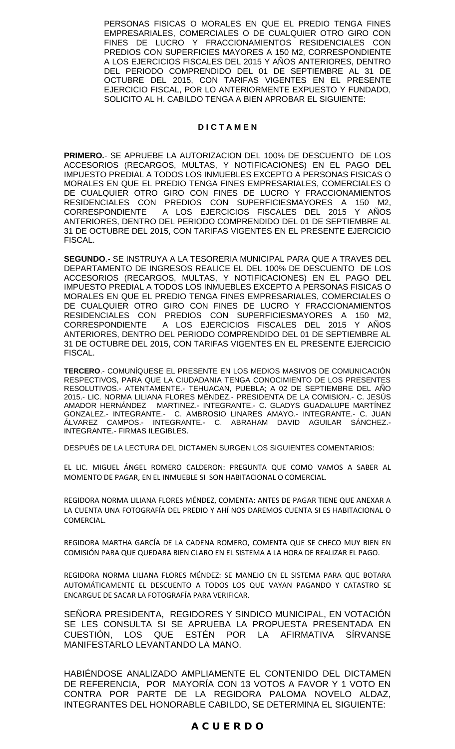PERSONAS FISICAS O MORALES EN QUE EL PREDIO TENGA FINES EMPRESARIALES, COMERCIALES O DE CUALQUIER OTRO GIRO CON FINES DE LUCRO Y FRACCIONAMIENTOS RESIDENCIALES CON PREDIOS CON SUPERFICIES MAYORES A 150 M2, CORRESPONDIENTE A LOS EJERCICIOS FISCALES DEL 2015 Y AÑOS ANTERIORES, DENTRO DEL PERIODO COMPRENDIDO DEL 01 DE SEPTIEMBRE AL 31 DE OCTUBRE DEL 2015, CON TARIFAS VIGENTES EN EL PRESENTE EJERCICIO FISCAL, POR LO ANTERIORMENTE EXPUESTO Y FUNDADO, SOLICITO AL H. CABILDO TENGA A BIEN APROBAR EL SIGUIENTE:

**D I C T A M E N**

**PRIMERO.**- SE APRUEBE LA AUTORIZACION DEL 100% DE DESCUENTO DE LOS ACCESORIOS (RECARGOS, MULTAS, Y NOTIFICACIONES) EN EL PAGO DEL IMPUESTO PREDIAL A TODOS LOS INMUEBLES EXCEPTO A PERSONAS FISICAS O MORALES EN QUE EL PREDIO TENGA FINES EMPRESARIALES, COMERCIALES O DE CUALQUIER OTRO GIRO CON FINES DE LUCRO Y FRACCIONAMIENTOS RESIDENCIALES CON PREDIOS CON SUPERFICIESMAYORES A 150 M2, CORRESPONDIENTE A LOS EJERCICIOS FISCALES DEL 2015 Y AÑOS ANTERIORES, DENTRO DEL PERIODO COMPRENDIDO DEL 01 DE SEPTIEMBRE AL 31 DE OCTUBRE DEL 2015, CON TARIFAS VIGENTES EN EL PRESENTE EJERCICIO FISCAL.

**SEGUNDO**.- SE INSTRUYA A LA TESORERIA MUNICIPAL PARA QUE A TRAVES DEL DEPARTAMENTO DE INGRESOS REALICE EL DEL 100% DE DESCUENTO DE LOS ACCESORIOS (RECARGOS, MULTAS, Y NOTIFICACIONES) EN EL PAGO DEL IMPUESTO PREDIAL A TODOS LOS INMUEBLES EXCEPTO A PERSONAS FISICAS O MORALES EN QUE EL PREDIO TENGA FINES EMPRESARIALES, COMERCIALES O DE CUALQUIER OTRO GIRO CON FINES DE LUCRO Y FRACCIONAMIENTOS RESIDENCIALES CON PREDIOS CON SUPERFICIESMAYORES A 150 M2, CORRESPONDIENTE A LOS EJERCICIOS FISCALES DEL 2015 Y AÑOS ANTERIORES, DENTRO DEL PERIODO COMPRENDIDO DEL 01 DE SEPTIEMBRE AL 31 DE OCTUBRE DEL 2015, CON TARIFAS VIGENTES EN EL PRESENTE EJERCICIO FISCAL.

**TERCERO**.- COMUNÍQUESE EL PRESENTE EN LOS MEDIOS MASIVOS DE COMUNICACIÓN RESPECTIVOS, PARA QUE LA CIUDADANIA TENGA CONOCIMIENTO DE LOS PRESENTES RESOLUTIVOS.- ATENTAMENTE.- TEHUACAN, PUEBLA; A 02 DE SEPTIEMBRE DEL AÑO 2015.- LIC. NORMA LILIANA FLORES MÉNDEZ.- PRESIDENTA DE LA COMISION.- C. JESÚS AMADOR HERNÁNDEZ MARTINEZ.- INTEGRANTE.- C. GLADYS GUADALUPE MARTÍNEZ GONZALEZ.- INTEGRANTE.- C. AMBROSIO LINARES AMAYO.- INTEGRANTE.- C. JUAN ÁLVAREZ CAMPOS.- INTEGRANTE.- C. ABRAHAM DAVID AGUILAR SÁNCHEZ.- INTEGRANTE.- FIRMAS ILEGIBLES.

DESPUÉS DE LA LECTURA DEL DICTAMEN SURGEN LOS SIGUIENTES COMENTARIOS:

EL LIC. MIGUEL ÁNGEL ROMERO CALDERON: PREGUNTA QUE COMO VAMOS A SABER AL MOMENTO DE PAGAR, EN EL INMUEBLE SI SON HABITACIONAL O COMERCIAL.

REGIDORA NORMA LILIANA FLORES MÉNDEZ, COMENTA: ANTES DE PAGAR TIENE QUE ANEXAR A LA CUENTA UNA FOTOGRAFÍA DEL PREDIO Y AHÍ NOS DAREMOS CUENTA SI ES HABITACIONAL O COMERCIAL.

REGIDORA MARTHA GARCÍA DE LA CADENA ROMERO, COMENTA QUE SE CHECO MUY BIEN EN COMISIÓN PARA QUE QUEDARA BIEN CLARO EN EL SISTEMA A LA HORA DE REALIZAR EL PAGO.

REGIDORA NORMA LILIANA FLORES MÉNDEZ: SE MANEJO EN EL SISTEMA PARA QUE BOTARA AUTOMÁTICAMENTE EL DESCUENTO A TODOS LOS QUE VAYAN PAGANDO Y CATASTRO SE ENCARGUE DE SACAR LA FOTOGRAFÍA PARA VERIFICAR.

SEÑORA PRESIDENTA, REGIDORES Y SINDICO MUNICIPAL, EN VOTACIÓN SE LES CONSULTA SI SE APRUEBA LA PROPUESTA PRESENTADA EN CUESTIÓN, LOS QUE ESTÉN POR LA AFIRMATIVA SÍRVANSE MANIFESTARLO LEVANTANDO LA MANO.

HABIÉNDOSE ANALIZADO AMPLIAMENTE EL CONTENIDO DEL DICTAMEN DE REFERENCIA, POR MAYORÍA CON 13 VOTOS A FAVOR Y 1 VOTO EN CONTRA POR PARTE DE LA REGIDORA PALOMA NOVELO ALDAZ, INTEGRANTES DEL HONORABLE CABILDO, SE DETERMINA EL SIGUIENTE:

**A C U E R D O**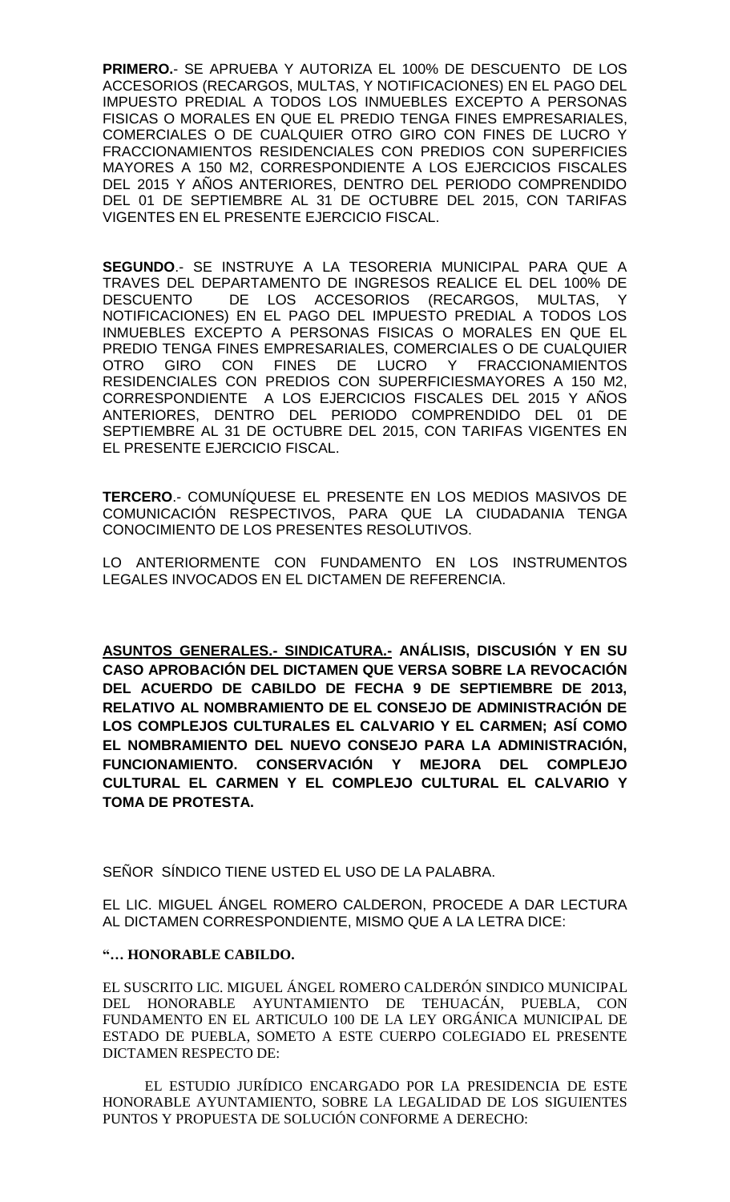**PRIMERO.**- SE APRUEBA Y AUTORIZA EL 100% DE DESCUENTO DE LOS ACCESORIOS (RECARGOS, MULTAS, Y NOTIFICACIONES) EN EL PAGO DEL IMPUESTO PREDIAL A TODOS LOS INMUEBLES EXCEPTO A PERSONAS FISICAS O MORALES EN QUE EL PREDIO TENGA FINES EMPRESARIALES, COMERCIALES O DE CUALQUIER OTRO GIRO CON FINES DE LUCRO Y FRACCIONAMIENTOS RESIDENCIALES CON PREDIOS CON SUPERFICIES MAYORES A 150 M2, CORRESPONDIENTE A LOS EJERCICIOS FISCALES DEL 2015 Y AÑOS ANTERIORES, DENTRO DEL PERIODO COMPRENDIDO DEL 01 DE SEPTIEMBRE AL 31 DE OCTUBRE DEL 2015, CON TARIFAS VIGENTES EN EL PRESENTE EJERCICIO FISCAL.

**SEGUNDO**.- SE INSTRUYE A LA TESORERIA MUNICIPAL PARA QUE A TRAVES DEL DEPARTAMENTO DE INGRESOS REALICE EL DEL 100% DE DESCUENTO DE LOS ACCESORIOS (RECARGOS, MULTAS, Y NOTIFICACIONES) EN EL PAGO DEL IMPUESTO PREDIAL A TODOS LOS INMUEBLES EXCEPTO A PERSONAS FISICAS O MORALES EN QUE EL PREDIO TENGA FINES EMPRESARIALES, COMERCIALES O DE CUALQUIER OTRO GIRO CON FINES DE LUCRO Y FRACCIONAMIENTOS RESIDENCIALES CON PREDIOS CON SUPERFICIESMAYORES A 150 M2, CORRESPONDIENTE A LOS EJERCICIOS FISCALES DEL 2015 Y AÑOS ANTERIORES, DENTRO DEL PERIODO COMPRENDIDO DEL 01 DE SEPTIEMBRE AL 31 DE OCTUBRE DEL 2015, CON TARIFAS VIGENTES EN EL PRESENTE EJERCICIO FISCAL.

**TERCERO**.- COMUNÍQUESE EL PRESENTE EN LOS MEDIOS MASIVOS DE COMUNICACIÓN RESPECTIVOS, PARA QUE LA CIUDADANIA TENGA CONOCIMIENTO DE LOS PRESENTES RESOLUTIVOS.

LO ANTERIORMENTE CON FUNDAMENTO EN LOS INSTRUMENTOS LEGALES INVOCADOS EN EL DICTAMEN DE REFERENCIA.

**ASUNTOS GENERALES.- SINDICATURA.- ANÁLISIS, DISCUSIÓN Y EN SU CASO APROBACIÓN DEL DICTAMEN QUE VERSA SOBRE LA REVOCACIÓN DEL ACUERDO DE CABILDO DE FECHA 9 DE SEPTIEMBRE DE 2013, RELATIVO AL NOMBRAMIENTO DE EL CONSEJO DE ADMINISTRACIÓN DE LOS COMPLEJOS CULTURALES EL CALVARIO Y EL CARMEN; ASÍ COMO EL NOMBRAMIENTO DEL NUEVO CONSEJO PARA LA ADMINISTRACIÓN, FUNCIONAMIENTO. CONSERVACIÓN Y MEJORA DEL COMPLEJO CULTURAL EL CARMEN Y EL COMPLEJO CULTURAL EL CALVARIO Y TOMA DE PROTESTA.**

SEÑOR SÍNDICO TIENE USTED EL USO DE LA PALABRA.

EL LIC. MIGUEL ÁNGEL ROMERO CALDERON, PROCEDE A DAR LECTURA AL DICTAMEN CORRESPONDIENTE, MISMO QUE A LA LETRA DICE:

**"… HONORABLE CABILDO.**

EL SUSCRITO LIC. MIGUEL ÁNGEL ROMERO CALDERÓN SINDICO MUNICIPAL DEL HONORABLE AYUNTAMIENTO DE TEHUACÁN, PUEBLA, CON FUNDAMENTO EN EL ARTICULO 100 DE LA LEY ORGÁNICA MUNICIPAL DE ESTADO DE PUEBLA, SOMETO A ESTE CUERPO COLEGIADO EL PRESENTE DICTAMEN RESPECTO DE:

EL ESTUDIO JURÍDICO ENCARGADO POR LA PRESIDENCIA DE ESTE HONORABLE AYUNTAMIENTO, SOBRE LA LEGALIDAD DE LOS SIGUIENTES PUNTOS Y PROPUESTA DE SOLUCIÓN CONFORME A DERECHO: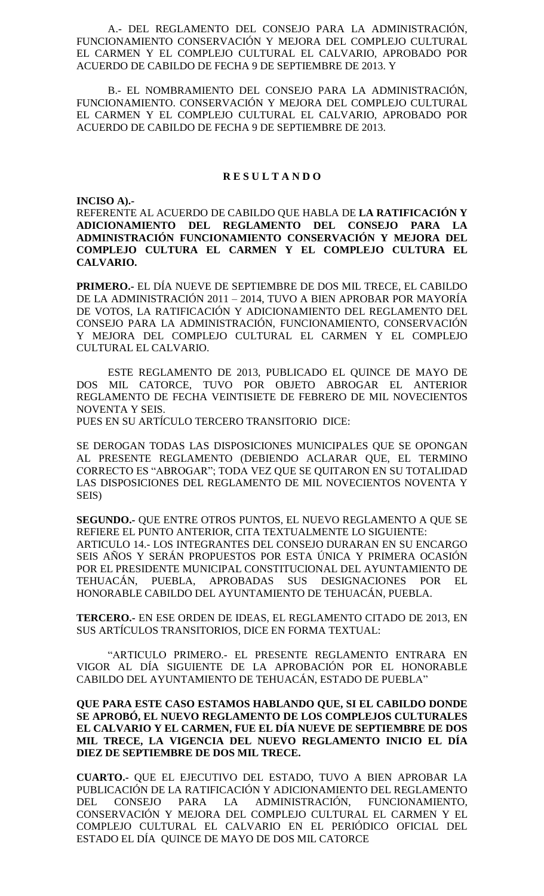A.- DEL REGLAMENTO DEL CONSEJO PARA LA ADMINISTRACIÓN, FUNCIONAMIENTO CONSERVACIÓN Y MEJORA DEL COMPLEJO CULTURAL EL CARMEN Y EL COMPLEJO CULTURAL EL CALVARIO, APROBADO POR ACUERDO DE CABILDO DE FECHA 9 DE SEPTIEMBRE DE 2013. Y

B.- EL NOMBRAMIENTO DEL CONSEJO PARA LA ADMINISTRACIÓN, FUNCIONAMIENTO. CONSERVACIÓN Y MEJORA DEL COMPLEJO CULTURAL EL CARMEN Y EL COMPLEJO CULTURAL EL CALVARIO, APROBADO POR ACUERDO DE CABILDO DE FECHA 9 DE SEPTIEMBRE DE 2013.

**R E S U L T A N D O**

**INCISO A).-**

REFERENTE AL ACUERDO DE CABILDO QUE HABLA DE **LA RATIFICACIÓN Y ADICIONAMIENTO DEL REGLAMENTO DEL CONSEJO PARA LA ADMINISTRACIÓN FUNCIONAMIENTO CONSERVACIÓN Y MEJORA DEL COMPLEJO CULTURA EL CARMEN Y EL COMPLEJO CULTURA EL CALVARIO.**

**PRIMERO.-** EL DÍA NUEVE DE SEPTIEMBRE DE DOS MIL TRECE, EL CABILDO DE LA ADMINISTRACIÓN 2011 – 2014, TUVO A BIEN APROBAR POR MAYORÍA DE VOTOS, LA RATIFICACIÓN Y ADICIONAMIENTO DEL REGLAMENTO DEL CONSEJO PARA LA ADMINISTRACIÓN, FUNCIONAMIENTO, CONSERVACIÓN Y MEJORA DEL COMPLEJO CULTURAL EL CARMEN Y EL COMPLEJO CULTURAL EL CALVARIO.

ESTE REGLAMENTO DE 2013, PUBLICADO EL QUINCE DE MAYO DE DOS MIL CATORCE, TUVO POR OBJETO ABROGAR EL ANTERIOR REGLAMENTO DE FECHA VEINTISIETE DE FEBRERO DE MIL NOVECIENTOS NOVENTA Y SEIS.

PUES EN SU ARTÍCULO TERCERO TRANSITORIO DICE:

SE DEROGAN TODAS LAS DISPOSICIONES MUNICIPALES QUE SE OPONGAN AL PRESENTE REGLAMENTO (DEBIENDO ACLARAR QUE, EL TERMINO CORRECTO ES "ABROGAR"; TODA VEZ QUE SE QUITARON EN SU TOTALIDAD LAS DISPOSICIONES DEL REGLAMENTO DE MIL NOVECIENTOS NOVENTA Y SEIS)

**SEGUNDO.-** QUE ENTRE OTROS PUNTOS, EL NUEVO REGLAMENTO A QUE SE REFIERE EL PUNTO ANTERIOR, CITA TEXTUALMENTE LO SIGUIENTE:

ARTICULO 14.- LOS INTEGRANTES DEL CONSEJO DURARAN EN SU ENCARGO SEIS AÑOS Y SERÁN PROPUESTOS POR ESTA ÚNICA Y PRIMERA OCASIÓN POR EL PRESIDENTE MUNICIPAL CONSTITUCIONAL DEL AYUNTAMIENTO DE TEHUACÁN, PUEBLA, APROBADAS SUS DESIGNACIONES POR EL HONORABLE CABILDO DEL AYUNTAMIENTO DE TEHUACÁN, PUEBLA.

**TERCERO.-** EN ESE ORDEN DE IDEAS, EL REGLAMENTO CITADO DE 2013, EN SUS ARTÍCULOS TRANSITORIOS, DICE EN FORMA TEXTUAL:

"ARTICULO PRIMERO.- EL PRESENTE REGLAMENTO ENTRARA EN VIGOR AL DÍA SIGUIENTE DE LA APROBACIÓN POR EL HONORABLE CABILDO DEL AYUNTAMIENTO DE TEHUACÁN, ESTADO DE PUEBLA"

**QUE PARA ESTE CASO ESTAMOS HABLANDO QUE, SI EL CABILDO DONDE SE APROBÓ, EL NUEVO REGLAMENTO DE LOS COMPLEJOS CULTURALES EL CALVARIO Y EL CARMEN, FUE EL DÍA NUEVE DE SEPTIEMBRE DE DOS MIL TRECE, LA VIGENCIA DEL NUEVO REGLAMENTO INICIO EL DÍA DIEZ DE SEPTIEMBRE DE DOS MIL TRECE.**

**CUARTO.-** QUE EL EJECUTIVO DEL ESTADO, TUVO A BIEN APROBAR LA PUBLICACIÓN DE LA RATIFICACIÓN Y ADICIONAMIENTO DEL REGLAMENTO DEL CONSEJO PARA LA ADMINISTRACIÓN, FUNCIONAMIENTO, CONSERVACIÓN Y MEJORA DEL COMPLEJO CULTURAL EL CARMEN Y EL COMPLEJO CULTURAL EL CALVARIO EN EL PERIÓDICO OFICIAL DEL ESTADO EL DÍA QUINCE DE MAYO DE DOS MIL CATORCE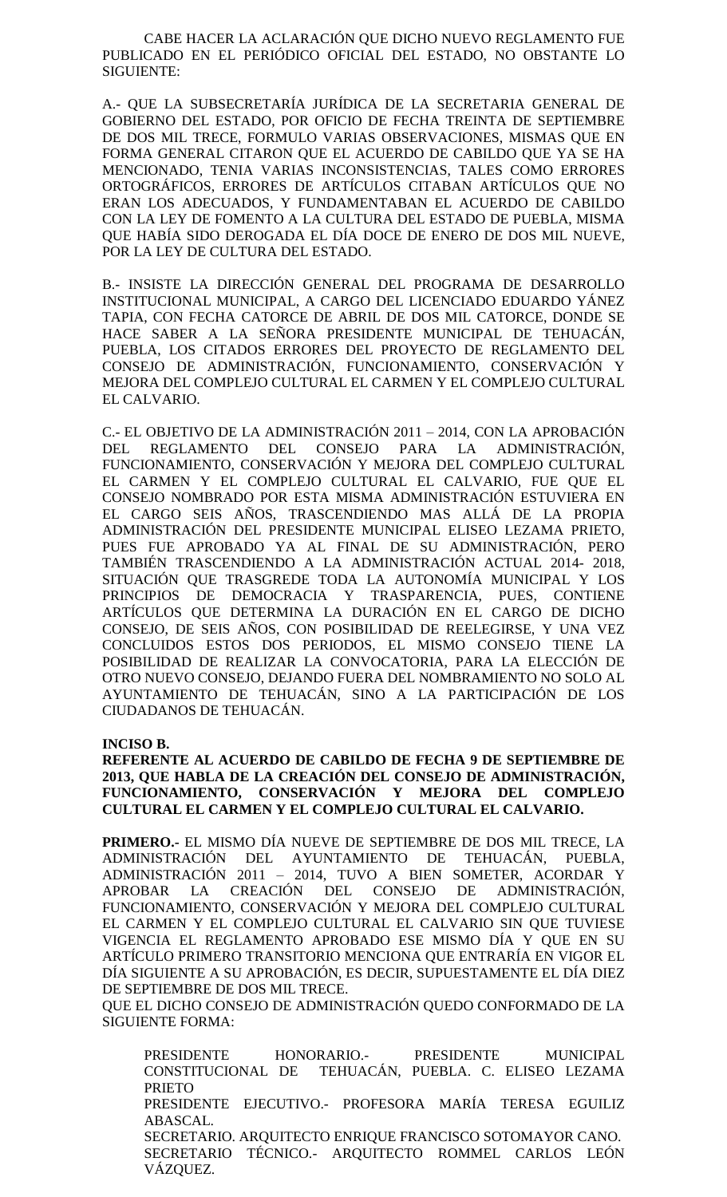CABE HACER LA ACLARACIÓN QUE DICHO NUEVO REGLAMENTO FUE PUBLICADO EN EL PERIÓDICO OFICIAL DEL ESTADO, NO OBSTANTE LO SIGUIENTE:

A.- QUE LA SUBSECRETARÍA JURÍDICA DE LA SECRETARIA GENERAL DE GOBIERNO DEL ESTADO, POR OFICIO DE FECHA TREINTA DE SEPTIEMBRE DE DOS MIL TRECE, FORMULO VARIAS OBSERVACIONES, MISMAS QUE EN FORMA GENERAL CITARON QUE EL ACUERDO DE CABILDO QUE YA SE HA MENCIONADO, TENIA VARIAS INCONSISTENCIAS, TALES COMO ERRORES ORTOGRÁFICOS, ERRORES DE ARTÍCULOS CITABAN ARTÍCULOS QUE NO ERAN LOS ADECUADOS, Y FUNDAMENTABAN EL ACUERDO DE CABILDO CON LA LEY DE FOMENTO A LA CULTURA DEL ESTADO DE PUEBLA, MISMA QUE HABÍA SIDO DEROGADA EL DÍA DOCE DE ENERO DE DOS MIL NUEVE, POR LA LEY DE CULTURA DEL ESTADO.

B.- INSISTE LA DIRECCIÓN GENERAL DEL PROGRAMA DE DESARROLLO INSTITUCIONAL MUNICIPAL, A CARGO DEL LICENCIADO EDUARDO YÁNEZ TAPIA, CON FECHA CATORCE DE ABRIL DE DOS MIL CATORCE, DONDE SE HACE SABER A LA SEÑORA PRESIDENTE MUNICIPAL DE TEHUACÁN, PUEBLA, LOS CITADOS ERRORES DEL PROYECTO DE REGLAMENTO DEL CONSEJO DE ADMINISTRACIÓN, FUNCIONAMIENTO, CONSERVACIÓN Y MEJORA DEL COMPLEJO CULTURAL EL CARMEN Y EL COMPLEJO CULTURAL EL CALVARIO.

C.- EL OBJETIVO DE LA ADMINISTRACIÓN 2011 – 2014, CON LA APROBACIÓN DEL REGLAMENTO DEL CONSEJO PARA LA ADMINISTRACIÓN, FUNCIONAMIENTO, CONSERVACIÓN Y MEJORA DEL COMPLEJO CULTURAL EL CARMEN Y EL COMPLEJO CULTURAL EL CALVARIO, FUE QUE EL CONSEJO NOMBRADO POR ESTA MISMA ADMINISTRACIÓN ESTUVIERA EN EL CARGO SEIS AÑOS, TRASCENDIENDO MAS ALLÁ DE LA PROPIA ADMINISTRACIÓN DEL PRESIDENTE MUNICIPAL ELISEO LEZAMA PRIETO, PUES FUE APROBADO YA AL FINAL DE SU ADMINISTRACIÓN, PERO TAMBIÉN TRASCENDIENDO A LA ADMINISTRACIÓN ACTUAL 2014- 2018, SITUACIÓN QUE TRASGREDE TODA LA AUTONOMÍA MUNICIPAL Y LOS PRINCIPIOS DE DEMOCRACIA Y TRASPARENCIA, PUES, CONTIENE ARTÍCULOS QUE DETERMINA LA DURACIÓN EN EL CARGO DE DICHO CONSEJO, DE SEIS AÑOS, CON POSIBILIDAD DE REELEGIRSE, Y UNA VEZ CONCLUIDOS ESTOS DOS PERIODOS, EL MISMO CONSEJO TIENE LA POSIBILIDAD DE REALIZAR LA CONVOCATORIA, PARA LA ELECCIÓN DE OTRO NUEVO CONSEJO, DEJANDO FUERA DEL NOMBRAMIENTO NO SOLO AL AYUNTAMIENTO DE TEHUACÁN, SINO A LA PARTICIPACIÓN DE LOS CIUDADANOS DE TEHUACÁN.

**INCISO B.**
**REFERENTE AL ACUERDO DE CABILDO DE FECHA 9 DE SEPTIEMBRE DE 2013, QUE HABLA DE LA CREACIÓN DEL CONSEJO DE ADMINISTRACIÓN, FUNCIONAMIENTO, CONSERVACIÓN Y MEJORA DEL COMPLEJO CULTURAL EL CARMEN Y EL COMPLEJO CULTURAL EL CALVARIO.**

**PRIMERO.-** EL MISMO DÍA NUEVE DE SEPTIEMBRE DE DOS MIL TRECE, LA ADMINISTRACIÓN DEL AYUNTAMIENTO DE TEHUACÁN, PUEBLA, ADMINISTRACIÓN 2011 – 2014, TUVO A BIEN SOMETER, ACORDAR Y APROBAR LA CREACIÓN DEL CONSEJO DE ADMINISTRACIÓN, FUNCIONAMIENTO, CONSERVACIÓN Y MEJORA DEL COMPLEJO CULTURAL EL CARMEN Y EL COMPLEJO CULTURAL EL CALVARIO SIN QUE TUVIESE VIGENCIA EL REGLAMENTO APROBADO ESE MISMO DÍA Y QUE EN SU ARTÍCULO PRIMERO TRANSITORIO MENCIONA QUE ENTRARÍA EN VIGOR EL DÍA SIGUIENTE A SU APROBACIÓN, ES DECIR, SUPUESTAMENTE EL DÍA DIEZ DE SEPTIEMBRE DE DOS MIL TRECE.
QUE EL DICHO CONSEJO DE ADMINISTRACIÓN QUEDO CONFORMADO DE LA SIGUIENTE FORMA:

PRESIDENTE HONORARIO.- PRESIDENTE MUNICIPAL CONSTITUCIONAL DE TEHUACÁN, PUEBLA. C. ELISEO LEZAMA PRIETO
PRESIDENTE EJECUTIVO.- PROFESORA MARÍA TERESA EGUILIZ ABASCAL.
SECRETARIO. ARQUITECTO ENRIQUE FRANCISCO SOTOMAYOR CANO.
SECRETARIO TÉCNICO.- ARQUITECTO ROMMEL CARLOS LEÓN VÁZQUEZ.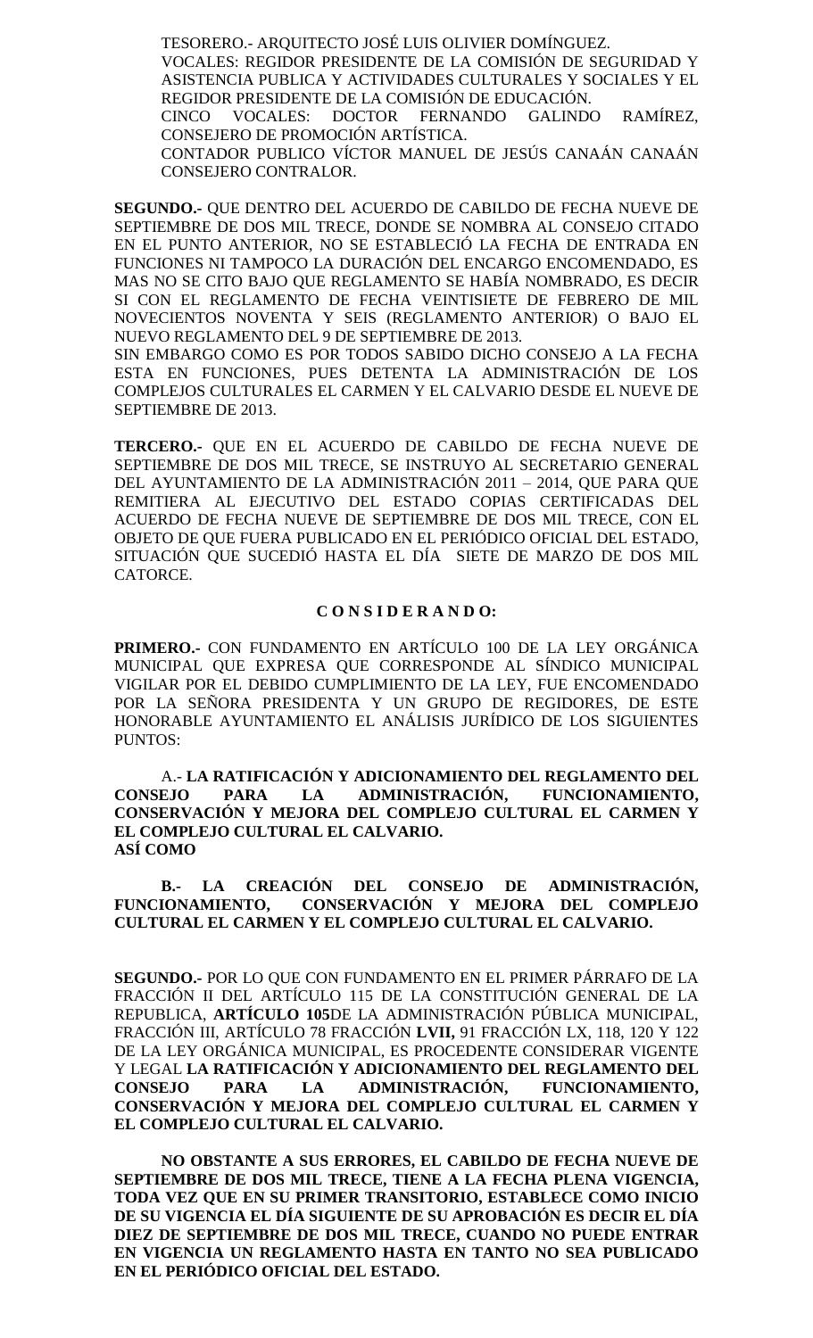TESORERO.- ARQUITECTO JOSÉ LUIS OLIVIER DOMÍNGUEZ.
VOCALES: REGIDOR PRESIDENTE DE LA COMISIÓN DE SEGURIDAD Y ASISTENCIA PUBLICA Y ACTIVIDADES CULTURALES Y SOCIALES Y EL REGIDOR PRESIDENTE DE LA COMISIÓN DE EDUCACIÓN.
CINCO VOCALES: DOCTOR FERNANDO GALINDO RAMÍREZ, CONSEJERO DE PROMOCIÓN ARTÍSTICA.
CONTADOR PUBLICO VÍCTOR MANUEL DE JESÚS CANAÁN CANAÁN CONSEJERO CONTRALOR.

**SEGUNDO.-** QUE DENTRO DEL ACUERDO DE CABILDO DE FECHA NUEVE DE SEPTIEMBRE DE DOS MIL TRECE, DONDE SE NOMBRA AL CONSEJO CITADO EN EL PUNTO ANTERIOR, NO SE ESTABLECIÓ LA FECHA DE ENTRADA EN FUNCIONES NI TAMPOCO LA DURACIÓN DEL ENCARGO ENCOMENDADO, ES MAS NO SE CITO BAJO QUE REGLAMENTO SE HABÍA NOMBRADO, ES DECIR SI CON EL REGLAMENTO DE FECHA VEINTISIETE DE FEBRERO DE MIL NOVECIENTOS NOVENTA Y SEIS (REGLAMENTO ANTERIOR) O BAJO EL NUEVO REGLAMENTO DEL 9 DE SEPTIEMBRE DE 2013.
SIN EMBARGO COMO ES POR TODOS SABIDO DICHO CONSEJO A LA FECHA ESTA EN FUNCIONES, PUES DETENTA LA ADMINISTRACIÓN DE LOS COMPLEJOS CULTURALES EL CARMEN Y EL CALVARIO DESDE EL NUEVE DE SEPTIEMBRE DE 2013.

**TERCERO.-** QUE EN EL ACUERDO DE CABILDO DE FECHA NUEVE DE SEPTIEMBRE DE DOS MIL TRECE, SE INSTRUYO AL SECRETARIO GENERAL DEL AYUNTAMIENTO DE LA ADMINISTRACIÓN 2011 – 2014, QUE PARA QUE REMITIERA AL EJECUTIVO DEL ESTADO COPIAS CERTIFICADAS DEL ACUERDO DE FECHA NUEVE DE SEPTIEMBRE DE DOS MIL TRECE, CON EL OBJETO DE QUE FUERA PUBLICADO EN EL PERIÓDICO OFICIAL DEL ESTADO, SITUACIÓN QUE SUCEDIÓ HASTA EL DÍA SIETE DE MARZO DE DOS MIL CATORCE.

**C O N S I D E R A N D O:**

**PRIMERO.-** CON FUNDAMENTO EN ARTÍCULO 100 DE LA LEY ORGÁNICA MUNICIPAL QUE EXPRESA QUE CORRESPONDE AL SÍNDICO MUNICIPAL VIGILAR POR EL DEBIDO CUMPLIMIENTO DE LA LEY, FUE ENCOMENDADO POR LA SEÑORA PRESIDENTA Y UN GRUPO DE REGIDORES, DE ESTE HONORABLE AYUNTAMIENTO EL ANÁLISIS JURÍDICO DE LOS SIGUIENTES PUNTOS:

A.- **LA RATIFICACIÓN Y ADICIONAMIENTO DEL REGLAMENTO DEL CONSEJO PARA LA ADMINISTRACIÓN, FUNCIONAMIENTO, CONSERVACIÓN Y MEJORA DEL COMPLEJO CULTURAL EL CARMEN Y EL COMPLEJO CULTURAL EL CALVARIO.**
**ASÍ COMO**

**B.- LA CREACIÓN DEL CONSEJO DE ADMINISTRACIÓN, FUNCIONAMIENTO, CONSERVACIÓN Y MEJORA DEL COMPLEJO CULTURAL EL CARMEN Y EL COMPLEJO CULTURAL EL CALVARIO.**

**SEGUNDO.-** POR LO QUE CON FUNDAMENTO EN EL PRIMER PÁRRAFO DE LA FRACCIÓN II DEL ARTÍCULO 115 DE LA CONSTITUCIÓN GENERAL DE LA REPUBLICA, **ARTÍCULO 105**DE LA ADMINISTRACIÓN PÚBLICA MUNICIPAL, FRACCIÓN III, ARTÍCULO 78 FRACCIÓN **LVII,** 91 FRACCIÓN LX, 118, 120 Y 122 DE LA LEY ORGÁNICA MUNICIPAL, ES PROCEDENTE CONSIDERAR VIGENTE Y LEGAL **LA RATIFICACIÓN Y ADICIONAMIENTO DEL REGLAMENTO DEL CONSEJO PARA LA ADMINISTRACIÓN, FUNCIONAMIENTO, CONSERVACIÓN Y MEJORA DEL COMPLEJO CULTURAL EL CARMEN Y EL COMPLEJO CULTURAL EL CALVARIO.**

**NO OBSTANTE A SUS ERRORES, EL CABILDO DE FECHA NUEVE DE SEPTIEMBRE DE DOS MIL TRECE, TIENE A LA FECHA PLENA VIGENCIA, TODA VEZ QUE EN SU PRIMER TRANSITORIO, ESTABLECE COMO INICIO DE SU VIGENCIA EL DÍA SIGUIENTE DE SU APROBACIÓN ES DECIR EL DÍA DIEZ DE SEPTIEMBRE DE DOS MIL TRECE, CUANDO NO PUEDE ENTRAR EN VIGENCIA UN REGLAMENTO HASTA EN TANTO NO SEA PUBLICADO EN EL PERIÓDICO OFICIAL DEL ESTADO.**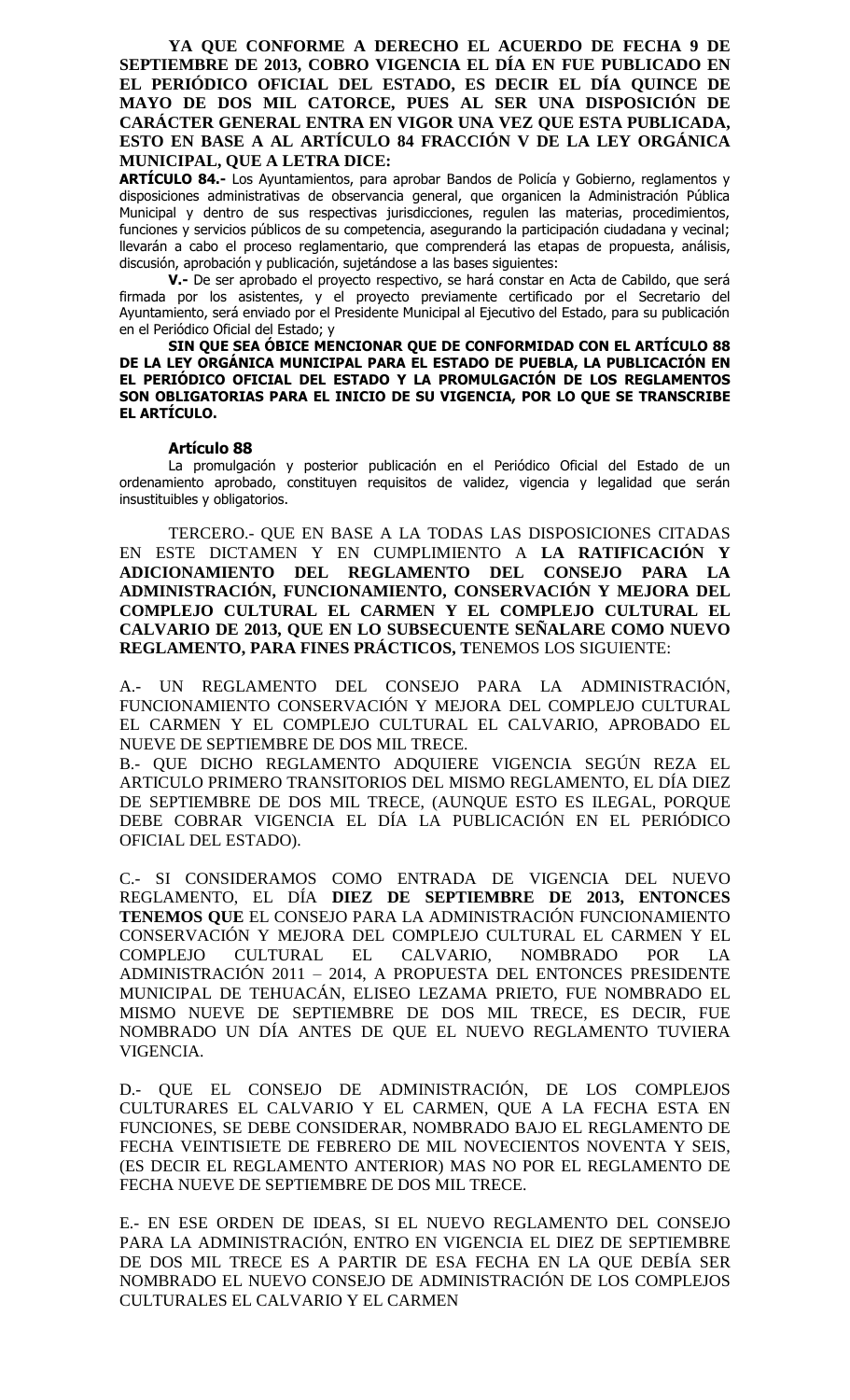**YA QUE CONFORME A DERECHO EL ACUERDO DE FECHA 9 DE SEPTIEMBRE DE 2013, COBRO VIGENCIA EL DÍA EN FUE PUBLICADO EN EL PERIÓDICO OFICIAL DEL ESTADO, ES DECIR EL DÍA QUINCE DE MAYO DE DOS MIL CATORCE, PUES AL SER UNA DISPOSICIÓN DE CARÁCTER GENERAL ENTRA EN VIGOR UNA VEZ QUE ESTA PUBLICADA, ESTO EN BASE A AL ARTÍCULO 84 FRACCIÓN V DE LA LEY ORGÁNICA MUNICIPAL, QUE A LETRA DICE:**

**ARTÍCULO 84.-** Los Ayuntamientos, para aprobar Bandos de Policía y Gobierno, reglamentos y disposiciones administrativas de observancia general, que organicen la Administración Pública Municipal y dentro de sus respectivas jurisdicciones, regulen las materias, procedimientos, funciones y servicios públicos de su competencia, asegurando la participación ciudadana y vecinal; llevarán a cabo el proceso reglamentario, que comprenderá las etapas de propuesta, análisis, discusión, aprobación y publicación, sujetándose a las bases siguientes:

**V.-** De ser aprobado el proyecto respectivo, se hará constar en Acta de Cabildo, que será firmada por los asistentes, y el proyecto previamente certificado por el Secretario del Ayuntamiento, será enviado por el Presidente Municipal al Ejecutivo del Estado, para su publicación en el Periódico Oficial del Estado; y

**SIN QUE SEA ÓBICE MENCIONAR QUE DE CONFORMIDAD CON EL ARTÍCULO 88 DE LA LEY ORGÁNICA MUNICIPAL PARA EL ESTADO DE PUEBLA, LA PUBLICACIÓN EN EL PERIÓDICO OFICIAL DEL ESTADO Y LA PROMULGACIÓN DE LOS REGLAMENTOS SON OBLIGATORIAS PARA EL INICIO DE SU VIGENCIA, POR LO QUE SE TRANSCRIBE EL ARTÍCULO.**

**Artículo 88**

La promulgación y posterior publicación en el Periódico Oficial del Estado de un ordenamiento aprobado, constituyen requisitos de validez, vigencia y legalidad que serán insustituibles y obligatorios.

TERCERO.- QUE EN BASE A LA TODAS LAS DISPOSICIONES CITADAS EN ESTE DICTAMEN Y EN CUMPLIMIENTO A **LA RATIFICACIÓN Y ADICIONAMIENTO DEL REGLAMENTO DEL CONSEJO PARA LA ADMINISTRACIÓN, FUNCIONAMIENTO, CONSERVACIÓN Y MEJORA DEL COMPLEJO CULTURAL EL CARMEN Y EL COMPLEJO CULTURAL EL CALVARIO DE 2013, QUE EN LO SUBSECUENTE SEÑALARE COMO NUEVO REGLAMENTO, PARA FINES PRÁCTICOS, T**ENEMOS LOS SIGUIENTE:

A.- UN REGLAMENTO DEL CONSEJO PARA LA ADMINISTRACIÓN, FUNCIONAMIENTO CONSERVACIÓN Y MEJORA DEL COMPLEJO CULTURAL EL CARMEN Y EL COMPLEJO CULTURAL EL CALVARIO, APROBADO EL NUEVE DE SEPTIEMBRE DE DOS MIL TRECE.

B.- QUE DICHO REGLAMENTO ADQUIERE VIGENCIA SEGÚN REZA EL ARTICULO PRIMERO TRANSITORIOS DEL MISMO REGLAMENTO, EL DÍA DIEZ DE SEPTIEMBRE DE DOS MIL TRECE, (AUNQUE ESTO ES ILEGAL, PORQUE DEBE COBRAR VIGENCIA EL DÍA LA PUBLICACIÓN EN EL PERIÓDICO OFICIAL DEL ESTADO).

C.- SI CONSIDERAMOS COMO ENTRADA DE VIGENCIA DEL NUEVO REGLAMENTO, EL DÍA **DIEZ DE SEPTIEMBRE DE 2013, ENTONCES TENEMOS QUE** EL CONSEJO PARA LA ADMINISTRACIÓN FUNCIONAMIENTO CONSERVACIÓN Y MEJORA DEL COMPLEJO CULTURAL EL CARMEN Y EL COMPLEJO CULTURAL EL CALVARIO, NOMBRADO POR LA ADMINISTRACIÓN 2011 – 2014, A PROPUESTA DEL ENTONCES PRESIDENTE MUNICIPAL DE TEHUACÁN, ELISEO LEZAMA PRIETO, FUE NOMBRADO EL MISMO NUEVE DE SEPTIEMBRE DE DOS MIL TRECE, ES DECIR, FUE NOMBRADO UN DÍA ANTES DE QUE EL NUEVO REGLAMENTO TUVIERA VIGENCIA.

D.- QUE EL CONSEJO DE ADMINISTRACIÓN, DE LOS COMPLEJOS CULTURARES EL CALVARIO Y EL CARMEN, QUE A LA FECHA ESTA EN FUNCIONES, SE DEBE CONSIDERAR, NOMBRADO BAJO EL REGLAMENTO DE FECHA VEINTISIETE DE FEBRERO DE MIL NOVECIENTOS NOVENTA Y SEIS, (ES DECIR EL REGLAMENTO ANTERIOR) MAS NO POR EL REGLAMENTO DE FECHA NUEVE DE SEPTIEMBRE DE DOS MIL TRECE.

E.- EN ESE ORDEN DE IDEAS, SI EL NUEVO REGLAMENTO DEL CONSEJO PARA LA ADMINISTRACIÓN, ENTRO EN VIGENCIA EL DIEZ DE SEPTIEMBRE DE DOS MIL TRECE ES A PARTIR DE ESA FECHA EN LA QUE DEBÍA SER NOMBRADO EL NUEVO CONSEJO DE ADMINISTRACIÓN DE LOS COMPLEJOS CULTURALES EL CALVARIO Y EL CARMEN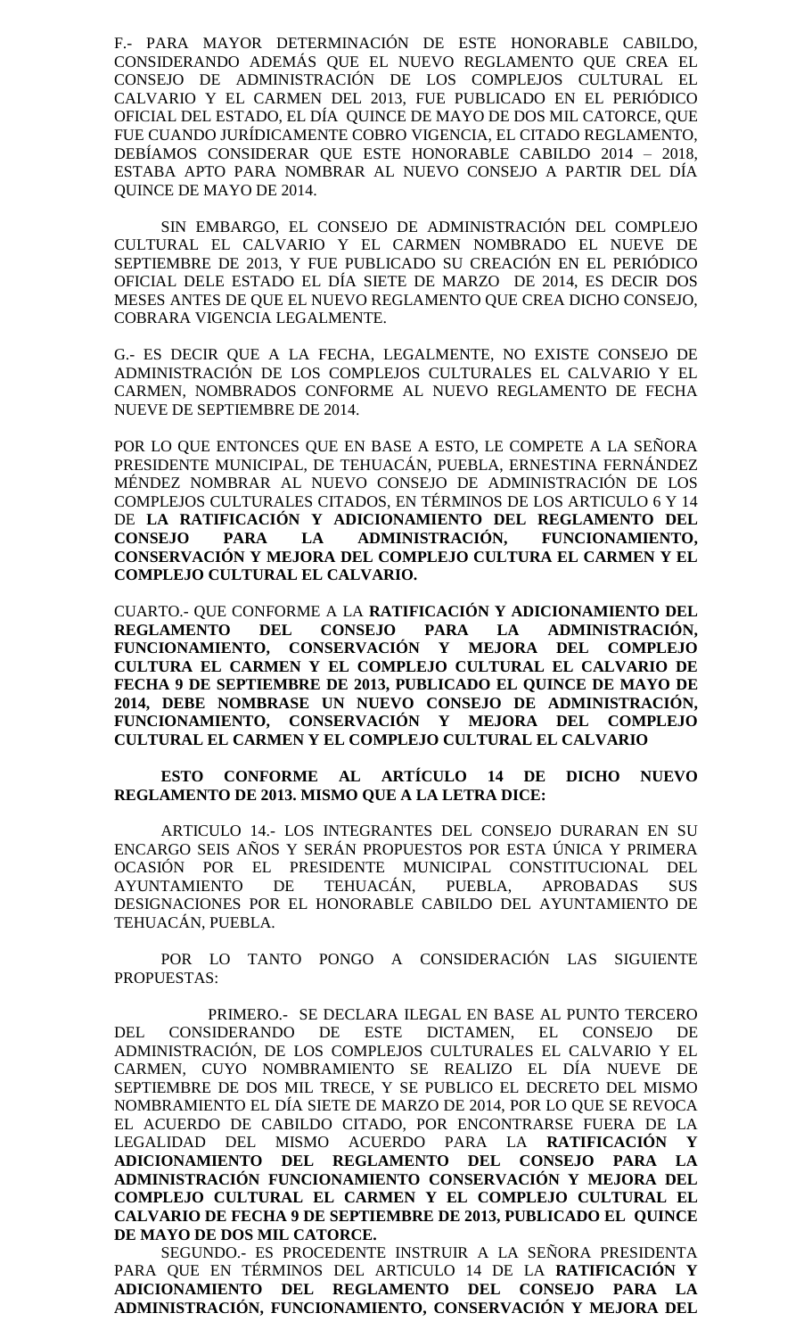F.- PARA MAYOR DETERMINACIÓN DE ESTE HONORABLE CABILDO, CONSIDERANDO ADEMÁS QUE EL NUEVO REGLAMENTO QUE CREA EL CONSEJO DE ADMINISTRACIÓN DE LOS COMPLEJOS CULTURAL EL CALVARIO Y EL CARMEN DEL 2013, FUE PUBLICADO EN EL PERIÓDICO OFICIAL DEL ESTADO, EL DÍA QUINCE DE MAYO DE DOS MIL CATORCE, QUE FUE CUANDO JURÍDICAMENTE COBRO VIGENCIA, EL CITADO REGLAMENTO, DEBÍAMOS CONSIDERAR QUE ESTE HONORABLE CABILDO 2014 – 2018, ESTABA APTO PARA NOMBRAR AL NUEVO CONSEJO A PARTIR DEL DÍA QUINCE DE MAYO DE 2014.

SIN EMBARGO, EL CONSEJO DE ADMINISTRACIÓN DEL COMPLEJO CULTURAL EL CALVARIO Y EL CARMEN NOMBRADO EL NUEVE DE SEPTIEMBRE DE 2013, Y FUE PUBLICADO SU CREACIÓN EN EL PERIÓDICO OFICIAL DELE ESTADO EL DÍA SIETE DE MARZO DE 2014, ES DECIR DOS MESES ANTES DE QUE EL NUEVO REGLAMENTO QUE CREA DICHO CONSEJO, COBRARA VIGENCIA LEGALMENTE.

G.- ES DECIR QUE A LA FECHA, LEGALMENTE, NO EXISTE CONSEJO DE ADMINISTRACIÓN DE LOS COMPLEJOS CULTURALES EL CALVARIO Y EL CARMEN, NOMBRADOS CONFORME AL NUEVO REGLAMENTO DE FECHA NUEVE DE SEPTIEMBRE DE 2014.

POR LO QUE ENTONCES QUE EN BASE A ESTO, LE COMPETE A LA SEÑORA PRESIDENTE MUNICIPAL, DE TEHUACÁN, PUEBLA, ERNESTINA FERNÁNDEZ MÉNDEZ NOMBRAR AL NUEVO CONSEJO DE ADMINISTRACIÓN DE LOS COMPLEJOS CULTURALES CITADOS, EN TÉRMINOS DE LOS ARTICULO 6 Y 14 DE **LA RATIFICACIÓN Y ADICIONAMIENTO DEL REGLAMENTO DEL CONSEJO PARA LA ADMINISTRACIÓN, FUNCIONAMIENTO, CONSERVACIÓN Y MEJORA DEL COMPLEJO CULTURA EL CARMEN Y EL COMPLEJO CULTURAL EL CALVARIO.**

CUARTO.- QUE CONFORME A LA **RATIFICACIÓN Y ADICIONAMIENTO DEL REGLAMENTO DEL CONSEJO PARA LA ADMINISTRACIÓN, FUNCIONAMIENTO, CONSERVACIÓN Y MEJORA DEL COMPLEJO CULTURA EL CARMEN Y EL COMPLEJO CULTURAL EL CALVARIO DE FECHA 9 DE SEPTIEMBRE DE 2013, PUBLICADO EL QUINCE DE MAYO DE 2014, DEBE NOMBRASE UN NUEVO CONSEJO DE ADMINISTRACIÓN, FUNCIONAMIENTO, CONSERVACIÓN Y MEJORA DEL COMPLEJO CULTURAL EL CARMEN Y EL COMPLEJO CULTURAL EL CALVARIO**

**ESTO CONFORME AL ARTÍCULO 14 DE DICHO NUEVO REGLAMENTO DE 2013. MISMO QUE A LA LETRA DICE:**

ARTICULO 14.- LOS INTEGRANTES DEL CONSEJO DURARAN EN SU ENCARGO SEIS AÑOS Y SERÁN PROPUESTOS POR ESTA ÚNICA Y PRIMERA OCASIÓN POR EL PRESIDENTE MUNICIPAL CONSTITUCIONAL DEL AYUNTAMIENTO DE TEHUACÁN, PUEBLA, APROBADAS SUS DESIGNACIONES POR EL HONORABLE CABILDO DEL AYUNTAMIENTO DE TEHUACÁN, PUEBLA.

POR LO TANTO PONGO A CONSIDERACIÓN LAS SIGUIENTE PROPUESTAS:

PRIMERO.- SE DECLARA ILEGAL EN BASE AL PUNTO TERCERO DEL CONSIDERANDO DE ESTE DICTAMEN, EL CONSEJO DE ADMINISTRACIÓN, DE LOS COMPLEJOS CULTURALES EL CALVARIO Y EL CARMEN, CUYO NOMBRAMIENTO SE REALIZO EL DÍA NUEVE DE SEPTIEMBRE DE DOS MIL TRECE, Y SE PUBLICO EL DECRETO DEL MISMO NOMBRAMIENTO EL DÍA SIETE DE MARZO DE 2014, POR LO QUE SE REVOCA EL ACUERDO DE CABILDO CITADO, POR ENCONTRARSE FUERA DE LA LEGALIDAD DEL MISMO ACUERDO PARA LA **RATIFICACIÓN Y ADICIONAMIENTO DEL REGLAMENTO DEL CONSEJO PARA LA ADMINISTRACIÓN FUNCIONAMIENTO CONSERVACIÓN Y MEJORA DEL COMPLEJO CULTURAL EL CARMEN Y EL COMPLEJO CULTURAL EL CALVARIO DE FECHA 9 DE SEPTIEMBRE DE 2013, PUBLICADO EL QUINCE DE MAYO DE DOS MIL CATORCE.**

SEGUNDO.- ES PROCEDENTE INSTRUIR A LA SEÑORA PRESIDENTA PARA QUE EN TÉRMINOS DEL ARTICULO 14 DE LA **RATIFICACIÓN Y ADICIONAMIENTO DEL REGLAMENTO DEL CONSEJO PARA LA ADMINISTRACIÓN, FUNCIONAMIENTO, CONSERVACIÓN Y MEJORA DEL**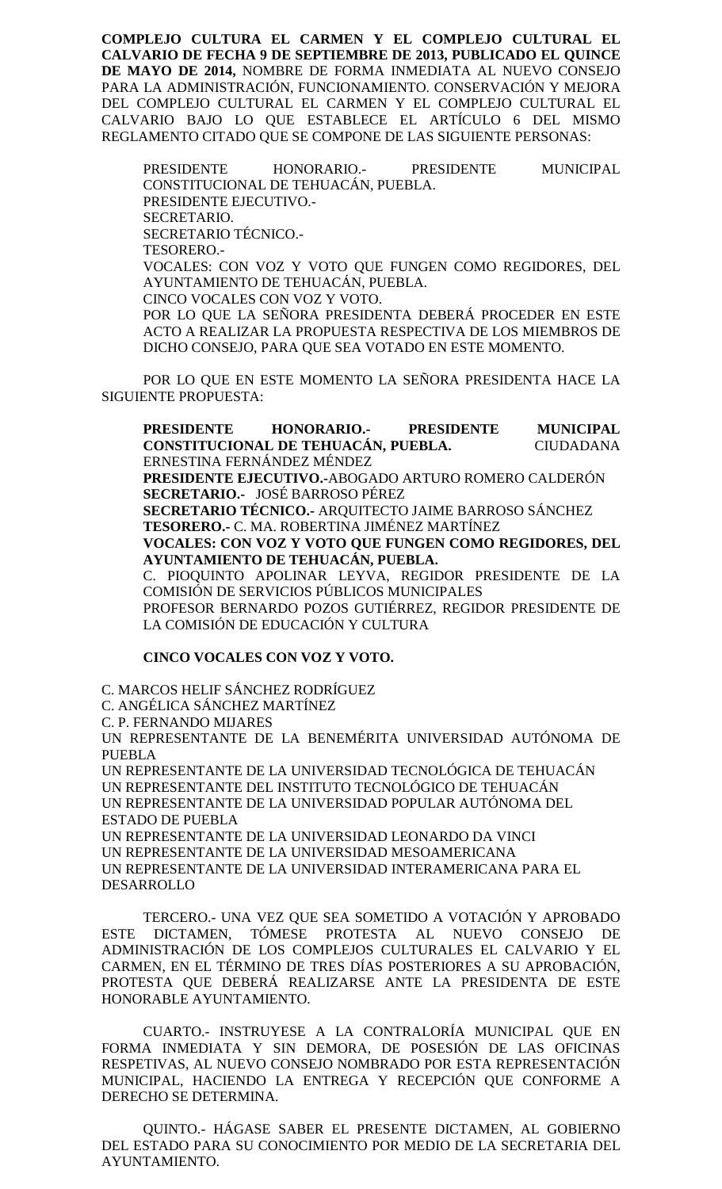**COMPLEJO CULTURA EL CARMEN Y EL COMPLEJO CULTURAL EL CALVARIO DE FECHA 9 DE SEPTIEMBRE DE 2013, PUBLICADO EL QUINCE DE MAYO DE 2014,** NOMBRE DE FORMA INMEDIATA AL NUEVO CONSEJO PARA LA ADMINISTRACIÓN, FUNCIONAMIENTO. CONSERVACIÓN Y MEJORA DEL COMPLEJO CULTURAL EL CARMEN Y EL COMPLEJO CULTURAL EL CALVARIO BAJO LO QUE ESTABLECE EL ARTÍCULO 6 DEL MISMO REGLAMENTO CITADO QUE SE COMPONE DE LAS SIGUIENTE PERSONAS:

PRESIDENTE HONORARIO.- PRESIDENTE MUNICIPAL CONSTITUCIONAL DE TEHUACÁN, PUEBLA.
PRESIDENTE EJECUTIVO.-
SECRETARIO.
SECRETARIO TÉCNICO.-
TESORERO.-
VOCALES: CON VOZ Y VOTO QUE FUNGEN COMO REGIDORES, DEL AYUNTAMIENTO DE TEHUACÁN, PUEBLA.
CINCO VOCALES CON VOZ Y VOTO.
POR LO QUE LA SEÑORA PRESIDENTA DEBERÁ PROCEDER EN ESTE ACTO A REALIZAR LA PROPUESTA RESPECTIVA DE LOS MIEMBROS DE DICHO CONSEJO, PARA QUE SEA VOTADO EN ESTE MOMENTO.

POR LO QUE EN ESTE MOMENTO LA SEÑORA PRESIDENTA HACE LA SIGUIENTE PROPUESTA:

**PRESIDENTE HONORARIO.- PRESIDENTE MUNICIPAL CONSTITUCIONAL DE TEHUACÁN, PUEBLA.** CIUDADANA ERNESTINA FERNÁNDEZ MÉNDEZ
**PRESIDENTE EJECUTIVO.-**ABOGADO ARTURO ROMERO CALDERÓN
**SECRETARIO.-** JOSÉ BARROSO PÉREZ
**SECRETARIO TÉCNICO.-** ARQUITECTO JAIME BARROSO SÁNCHEZ
**TESORERO.-** C. MA. ROBERTINA JIMÉNEZ MARTÍNEZ
**VOCALES: CON VOZ Y VOTO QUE FUNGEN COMO REGIDORES, DEL AYUNTAMIENTO DE TEHUACÁN, PUEBLA.**
C. PIOQUINTO APOLINAR LEYVA, REGIDOR PRESIDENTE DE LA COMISIÓN DE SERVICIOS PÚBLICOS MUNICIPALES
PROFESOR BERNARDO POZOS GUTIÉRREZ, REGIDOR PRESIDENTE DE LA COMISIÓN DE EDUCACIÓN Y CULTURA

**CINCO VOCALES CON VOZ Y VOTO.**

C. MARCOS HELIF SÁNCHEZ RODRÍGUEZ
C. ANGÉLICA SÁNCHEZ MARTÍNEZ
C. P. FERNANDO MIJARES
UN REPRESENTANTE DE LA BENEMÉRITA UNIVERSIDAD AUTÓNOMA DE PUEBLA
UN REPRESENTANTE DE LA UNIVERSIDAD TECNOLÓGICA DE TEHUACÁN
UN REPRESENTANTE DEL INSTITUTO TECNOLÓGICO DE TEHUACÁN
UN REPRESENTANTE DE LA UNIVERSIDAD POPULAR AUTÓNOMA DEL ESTADO DE PUEBLA
UN REPRESENTANTE DE LA UNIVERSIDAD LEONARDO DA VINCI
UN REPRESENTANTE DE LA UNIVERSIDAD MESOAMERICANA
UN REPRESENTANTE DE LA UNIVERSIDAD INTERAMERICANA PARA EL DESARROLLO

TERCERO.- UNA VEZ QUE SEA SOMETIDO A VOTACIÓN Y APROBADO ESTE DICTAMEN, TÓMESE PROTESTA AL NUEVO CONSEJO DE ADMINISTRACIÓN DE LOS COMPLEJOS CULTURALES EL CALVARIO Y EL CARMEN, EN EL TÉRMINO DE TRES DÍAS POSTERIORES A SU APROBACIÓN, PROTESTA QUE DEBERÁ REALIZARSE ANTE LA PRESIDENTA DE ESTE HONORABLE AYUNTAMIENTO.

CUARTO.- INSTRUYESE A LA CONTRALORÍA MUNICIPAL QUE EN FORMA INMEDIATA Y SIN DEMORA, DE POSESIÓN DE LAS OFICINAS RESPETIVAS, AL NUEVO CONSEJO NOMBRADO POR ESTA REPRESENTACIÓN MUNICIPAL, HACIENDO LA ENTREGA Y RECEPCIÓN QUE CONFORME A DERECHO SE DETERMINA.

QUINTO.- HÁGASE SABER EL PRESENTE DICTAMEN, AL GOBIERNO DEL ESTADO PARA SU CONOCIMIENTO POR MEDIO DE LA SECRETARIA DEL AYUNTAMIENTO.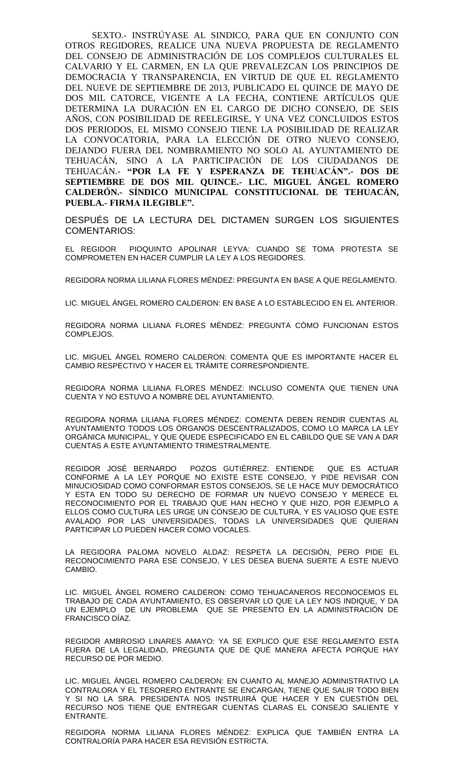SEXTO.- INSTRÚYASE AL SINDICO, PARA QUE EN CONJUNTO CON OTROS REGIDORES, REALICE UNA NUEVA PROPUESTA DE REGLAMENTO DEL CONSEJO DE ADMINISTRACIÓN DE LOS COMPLEJOS CULTURALES EL CALVARIO Y EL CARMEN, EN LA QUE PREVALEZCAN LOS PRINCIPIOS DE DEMOCRACIA Y TRANSPARENCIA, EN VIRTUD DE QUE EL REGLAMENTO DEL NUEVE DE SEPTIEMBRE DE 2013, PUBLICADO EL QUINCE DE MAYO DE DOS MIL CATORCE, VIGENTE A LA FECHA, CONTIENE ARTÍCULOS QUE DETERMINA LA DURACIÓN EN EL CARGO DE DICHO CONSEJO, DE SEIS AÑOS, CON POSIBILIDAD DE REELEGIRSE, Y UNA VEZ CONCLUIDOS ESTOS DOS PERIODOS, EL MISMO CONSEJO TIENE LA POSIBILIDAD DE REALIZAR LA CONVOCATORIA, PARA LA ELECCIÓN DE OTRO NUEVO CONSEJO, DEJANDO FUERA DEL NOMBRAMIENTO NO SOLO AL AYUNTAMIENTO DE TEHUACÁN, SINO A LA PARTICIPACIÓN DE LOS CIUDADANOS DE TEHUACÁN.- **"POR LA FE Y ESPERANZA DE TEHUACÁN".- DOS DE SEPTIEMBRE DE DOS MIL QUINCE.- LIC. MIGUEL ÁNGEL ROMERO CALDERÓN.- SÍNDICO MUNICIPAL CONSTITUCIONAL DE TEHUACÁN, PUEBLA.- FIRMA ILEGIBLE".**

DESPUÉS DE LA LECTURA DEL DICTAMEN SURGEN LOS SIGUIENTES COMENTARIOS:

EL REGIDOR PIOQUINTO APOLINAR LEYVA: CUANDO SE TOMA PROTESTA SE COMPROMETEN EN HACER CUMPLIR LA LEY A LOS REGIDORES.

REGIDORA NORMA LILIANA FLORES MÉNDEZ: PREGUNTA EN BASE A QUE REGLAMENTO.

LIC. MIGUEL ÁNGEL ROMERO CALDERON: EN BASE A LO ESTABLECIDO EN EL ANTERIOR.

REGIDORA NORMA LILIANA FLORES MÉNDEZ: PREGUNTA CÓMO FUNCIONAN ESTOS COMPLEJOS.

LIC. MIGUEL ÁNGEL ROMERO CALDERON: COMENTA QUE ES IMPORTANTE HACER EL CAMBIO RESPECTIVO Y HACER EL TRÁMITE CORRESPONDIENTE.

REGIDORA NORMA LILIANA FLORES MÉNDEZ: INCLUSO COMENTA QUE TIENEN UNA CUENTA Y NO ESTUVO A NOMBRE DEL AYUNTAMIENTO.

REGIDORA NORMA LILIANA FLORES MÉNDEZ: COMENTA DEBEN RENDIR CUENTAS AL AYUNTAMIENTO TODOS LOS ÓRGANOS DESCENTRALIZADOS, COMO LO MARCA LA LEY ORGÁNICA MUNICIPAL, Y QUE QUEDE ESPECIFICADO EN EL CABILDO QUE SE VAN A DAR CUENTAS A ESTE AYUNTAMIENTO TRIMESTRALMENTE.

REGIDOR JOSÉ BERNARDO POZOS GUTIÉRREZ: ENTIENDE QUE ES ACTUAR CONFORME A LA LEY PORQUE NO EXISTE ESTE CONSEJO, Y PIDE REVISAR CON MINUCIOSIDAD COMO CONFORMAR ESTOS CONSEJOS, SE LE HACE MUY DEMOCRÁTICO Y ESTA EN TODO SU DERECHO DE FORMAR UN NUEVO CONSEJO Y MERECE EL RECONOCIMIENTO POR EL TRABAJO QUE HAN HECHO Y QUE HIZO, POR EJEMPLO A ELLOS COMO CULTURA LES URGE UN CONSEJO DE CULTURA, Y ES VALIOSO QUE ESTE AVALADO POR LAS UNIVERSIDADES, TODAS LA UNIVERSIDADES QUE QUIERAN PARTICIPAR LO PUEDEN HACER COMO VOCALES.

LA REGIDORA PALOMA NOVELO ALDAZ: RESPETA LA DECISIÓN, PERO PIDE EL RECONOCIMIENTO PARA ESE CONSEJO, Y LES DESEA BUENA SUERTE A ESTE NUEVO CAMBIO.

LIC. MIGUEL ÁNGEL ROMERO CALDERON: COMO TEHUACANEROS RECONOCEMOS EL TRABAJO DE CADA AYUNTAMIENTO, ES OBSERVAR LO QUE LA LEY NOS INDIQUE, Y DA UN EJEMPLO DE UN PROBLEMA QUE SE PRESENTO EN LA ADMINISTRACIÓN DE FRANCISCO DÍAZ.

REGIDOR AMBROSIO LINARES AMAYO: YA SE EXPLICO QUE ESE REGLAMENTO ESTA FUERA DE LA LEGALIDAD, PREGUNTA QUE DE QUÉ MANERA AFECTA PORQUE HAY RECURSO DE POR MEDIO.

LIC. MIGUEL ÁNGEL ROMERO CALDERON: EN CUANTO AL MANEJO ADMINISTRATIVO LA CONTRALORA Y EL TESORERO ENTRANTE SE ENCARGAN, TIENE QUE SALIR TODO BIEN Y SI NO LA SRA. PRESIDENTA NOS INSTRUIRÁ QUE HACER Y EN CUESTIÓN DEL RECURSO NOS TIENE QUE ENTREGAR CUENTAS CLARAS EL CONSEJO SALIENTE Y ENTRANTE.

REGIDORA NORMA LILIANA FLORES MÉNDEZ: EXPLICA QUE TAMBIÉN ENTRA LA CONTRALORÍA PARA HACER ESA REVISIÓN ESTRICTA.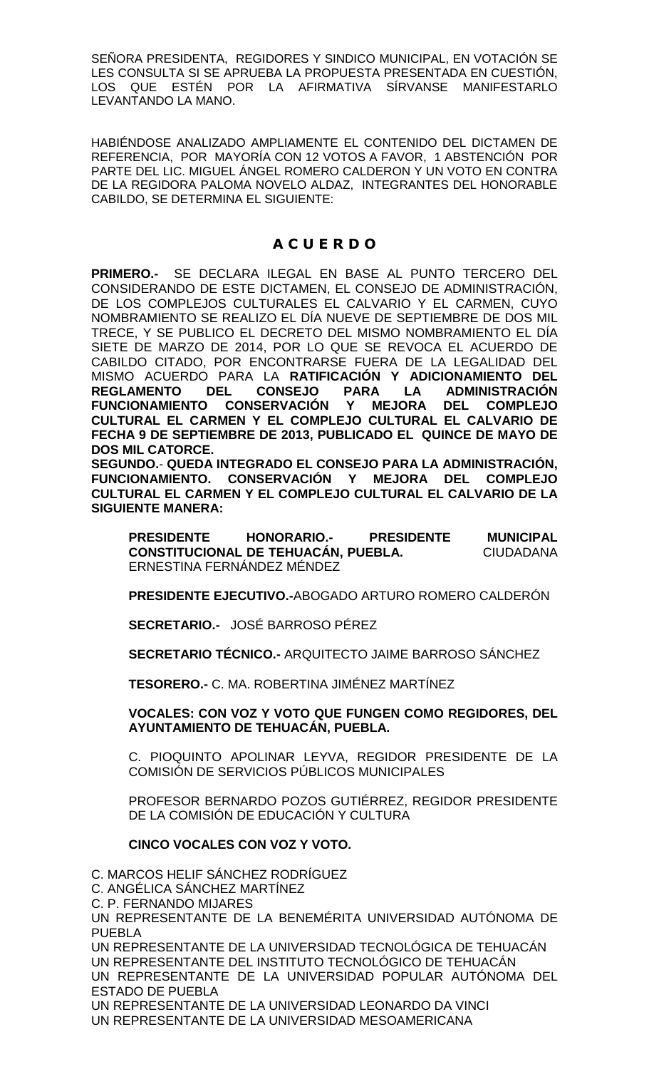SEÑORA PRESIDENTA, REGIDORES Y SINDICO MUNICIPAL, EN VOTACIÓN SE LES CONSULTA SI SE APRUEBA LA PROPUESTA PRESENTADA EN CUESTIÓN, LOS QUE ESTÉN POR LA AFIRMATIVA SÍRVANSE MANIFESTARLO LEVANTANDO LA MANO.

HABIÉNDOSE ANALIZADO AMPLIAMENTE EL CONTENIDO DEL DICTAMEN DE REFERENCIA, POR MAYORÍA CON 12 VOTOS A FAVOR, 1 ABSTENCIÓN POR PARTE DEL LIC. MIGUEL ÁNGEL ROMERO CALDERON Y UN VOTO EN CONTRA DE LA REGIDORA PALOMA NOVELO ALDAZ, INTEGRANTES DEL HONORABLE CABILDO, SE DETERMINA EL SIGUIENTE:

## A C U E R D O

**PRIMERO.-** SE DECLARA ILEGAL EN BASE AL PUNTO TERCERO DEL CONSIDERANDO DE ESTE DICTAMEN, EL CONSEJO DE ADMINISTRACIÓN, DE LOS COMPLEJOS CULTURALES EL CALVARIO Y EL CARMEN, CUYO NOMBRAMIENTO SE REALIZO EL DÍA NUEVE DE SEPTIEMBRE DE DOS MIL TRECE, Y SE PUBLICO EL DECRETO DEL MISMO NOMBRAMIENTO EL DÍA SIETE DE MARZO DE 2014, POR LO QUE SE REVOCA EL ACUERDO DE CABILDO CITADO, POR ENCONTRARSE FUERA DE LA LEGALIDAD DEL MISMO ACUERDO PARA LA **RATIFICACIÓN Y ADICIONAMIENTO DEL REGLAMENTO DEL CONSEJO PARA LA ADMINISTRACIÓN FUNCIONAMIENTO CONSERVACIÓN Y MEJORA DEL COMPLEJO CULTURAL EL CARMEN Y EL COMPLEJO CULTURAL EL CALVARIO DE FECHA 9 DE SEPTIEMBRE DE 2013, PUBLICADO EL QUINCE DE MAYO DE DOS MIL CATORCE.**

**SEGUNDO.- QUEDA INTEGRADO EL CONSEJO PARA LA ADMINISTRACIÓN, FUNCIONAMIENTO. CONSERVACIÓN Y MEJORA DEL COMPLEJO CULTURAL EL CARMEN Y EL COMPLEJO CULTURAL EL CALVARIO DE LA SIGUIENTE MANERA:**

**PRESIDENTE HONORARIO.- PRESIDENTE MUNICIPAL CONSTITUCIONAL DE TEHUACÁN, PUEBLA.** CIUDADANA ERNESTINA FERNÁNDEZ MÉNDEZ

**PRESIDENTE EJECUTIVO.-**ABOGADO ARTURO ROMERO CALDERÓN

**SECRETARIO.-** JOSÉ BARROSO PÉREZ

**SECRETARIO TÉCNICO.-** ARQUITECTO JAIME BARROSO SÁNCHEZ

**TESORERO.-** C. MA. ROBERTINA JIMÉNEZ MARTÍNEZ

**VOCALES: CON VOZ Y VOTO QUE FUNGEN COMO REGIDORES, DEL AYUNTAMIENTO DE TEHUACÁN, PUEBLA.**

C. PIOQUINTO APOLINAR LEYVA, REGIDOR PRESIDENTE DE LA COMISIÓN DE SERVICIOS PÚBLICOS MUNICIPALES

PROFESOR BERNARDO POZOS GUTIÉRREZ, REGIDOR PRESIDENTE DE LA COMISIÓN DE EDUCACIÓN Y CULTURA

**CINCO VOCALES CON VOZ Y VOTO.**

C. MARCOS HELIF SÁNCHEZ RODRÍGUEZ
C. ANGÉLICA SÁNCHEZ MARTÍNEZ
C. P. FERNANDO MIJARES
UN REPRESENTANTE DE LA BENEMÉRITA UNIVERSIDAD AUTÓNOMA DE PUEBLA
UN REPRESENTANTE DE LA UNIVERSIDAD TECNOLÓGICA DE TEHUACÁN
UN REPRESENTANTE DEL INSTITUTO TECNOLÓGICO DE TEHUACÁN
UN REPRESENTANTE DE LA UNIVERSIDAD POPULAR AUTÓNOMA DEL ESTADO DE PUEBLA
UN REPRESENTANTE DE LA UNIVERSIDAD LEONARDO DA VINCI
UN REPRESENTANTE DE LA UNIVERSIDAD MESOAMERICANA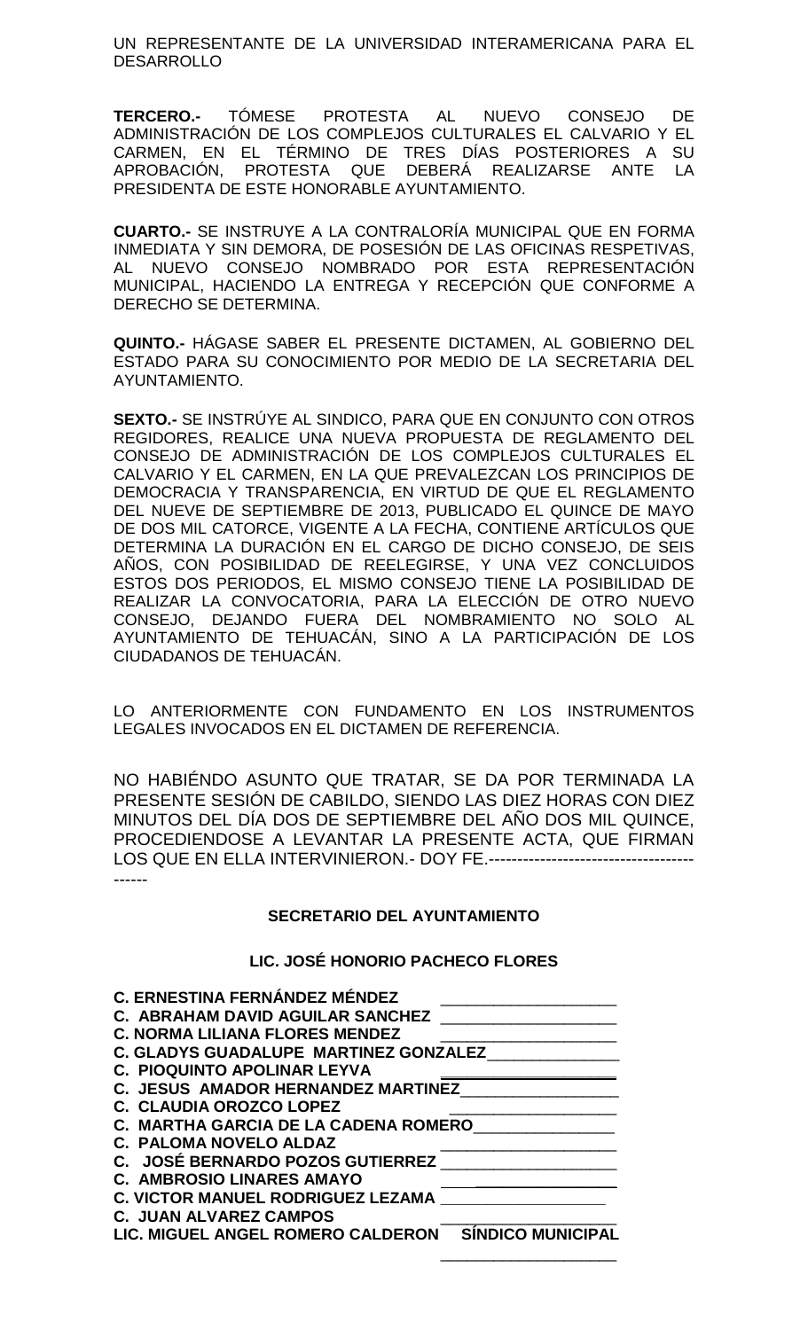UN REPRESENTANTE DE LA UNIVERSIDAD INTERAMERICANA PARA EL DESARROLLO

**TERCERO.-** TÓMESE PROTESTA AL NUEVO CONSEJO DE ADMINISTRACIÓN DE LOS COMPLEJOS CULTURALES EL CALVARIO Y EL CARMEN, EN EL TÉRMINO DE TRES DÍAS POSTERIORES A SU APROBACIÓN, PROTESTA QUE DEBERÁ REALIZARSE ANTE LA PRESIDENTA DE ESTE HONORABLE AYUNTAMIENTO.

**CUARTO.-** SE INSTRUYE A LA CONTRALORÍA MUNICIPAL QUE EN FORMA INMEDIATA Y SIN DEMORA, DE POSESIÓN DE LAS OFICINAS RESPETIVAS, AL NUEVO CONSEJO NOMBRADO POR ESTA REPRESENTACIÓN MUNICIPAL, HACIENDO LA ENTREGA Y RECEPCIÓN QUE CONFORME A DERECHO SE DETERMINA.

**QUINTO.-** HÁGASE SABER EL PRESENTE DICTAMEN, AL GOBIERNO DEL ESTADO PARA SU CONOCIMIENTO POR MEDIO DE LA SECRETARIA DEL AYUNTAMIENTO.

**SEXTO.-** SE INSTRÚYE AL SINDICO, PARA QUE EN CONJUNTO CON OTROS REGIDORES, REALICE UNA NUEVA PROPUESTA DE REGLAMENTO DEL CONSEJO DE ADMINISTRACIÓN DE LOS COMPLEJOS CULTURALES EL CALVARIO Y EL CARMEN, EN LA QUE PREVALEZCAN LOS PRINCIPIOS DE DEMOCRACIA Y TRANSPARENCIA, EN VIRTUD DE QUE EL REGLAMENTO DEL NUEVE DE SEPTIEMBRE DE 2013, PUBLICADO EL QUINCE DE MAYO DE DOS MIL CATORCE, VIGENTE A LA FECHA, CONTIENE ARTÍCULOS QUE DETERMINA LA DURACIÓN EN EL CARGO DE DICHO CONSEJO, DE SEIS AÑOS, CON POSIBILIDAD DE REELEGIRSE, Y UNA VEZ CONCLUIDOS ESTOS DOS PERIODOS, EL MISMO CONSEJO TIENE LA POSIBILIDAD DE REALIZAR LA CONVOCATORIA, PARA LA ELECCIÓN DE OTRO NUEVO CONSEJO, DEJANDO FUERA DEL NOMBRAMIENTO NO SOLO AL AYUNTAMIENTO DE TEHUACÁN, SINO A LA PARTICIPACIÓN DE LOS CIUDADANOS DE TEHUACÁN.

LO ANTERIORMENTE CON FUNDAMENTO EN LOS INSTRUMENTOS LEGALES INVOCADOS EN EL DICTAMEN DE REFERENCIA.

NO HABIÉNDO ASUNTO QUE TRATAR, SE DA POR TERMINADA LA PRESENTE SESIÓN DE CABILDO, SIENDO LAS DIEZ HORAS CON DIEZ MINUTOS DEL DÍA DOS DE SEPTIEMBRE DEL AÑO DOS MIL QUINCE, PROCEDIENDOSE A LEVANTAR LA PRESENTE ACTA, QUE FIRMAN LOS QUE EN ELLA INTERVINIERON.- DOY FE.------------------------------------------

**SECRETARIO DEL AYUNTAMIENTO**

**LIC. JOSÉ HONORIO PACHECO FLORES**

**C. ERNESTINA FERNÁNDEZ MÉNDEZ** ____________________
**C. ABRAHAM DAVID AGUILAR SANCHEZ** ____________________
**C. NORMA LILIANA FLORES MENDEZ** ____________________
**C. GLADYS GUADALUPE MARTINEZ GONZALEZ** ______________
**C. PIOQUINTO APOLINAR LEYVA** ____________________
**C. JESUS AMADOR HERNANDEZ MARTINEZ** _________________
**C. CLAUDIA OROZCO LOPEZ** ____________________
**C. MARTHA GARCIA DE LA CADENA ROMERO** _______________
**C. PALOMA NOVELO ALDAZ** ____________________
**C. JOSÉ BERNARDO POZOS GUTIERREZ** ____________________
**C. AMBROSIO LINARES AMAYO** ____________________
**C. VICTOR MANUEL RODRIGUEZ LEZAMA** __________________
**C. JUAN ALVAREZ CAMPOS** ____________________
**LIC. MIGUEL ANGEL ROMERO CALDERON SÍNDICO MUNICIPAL** ____________________